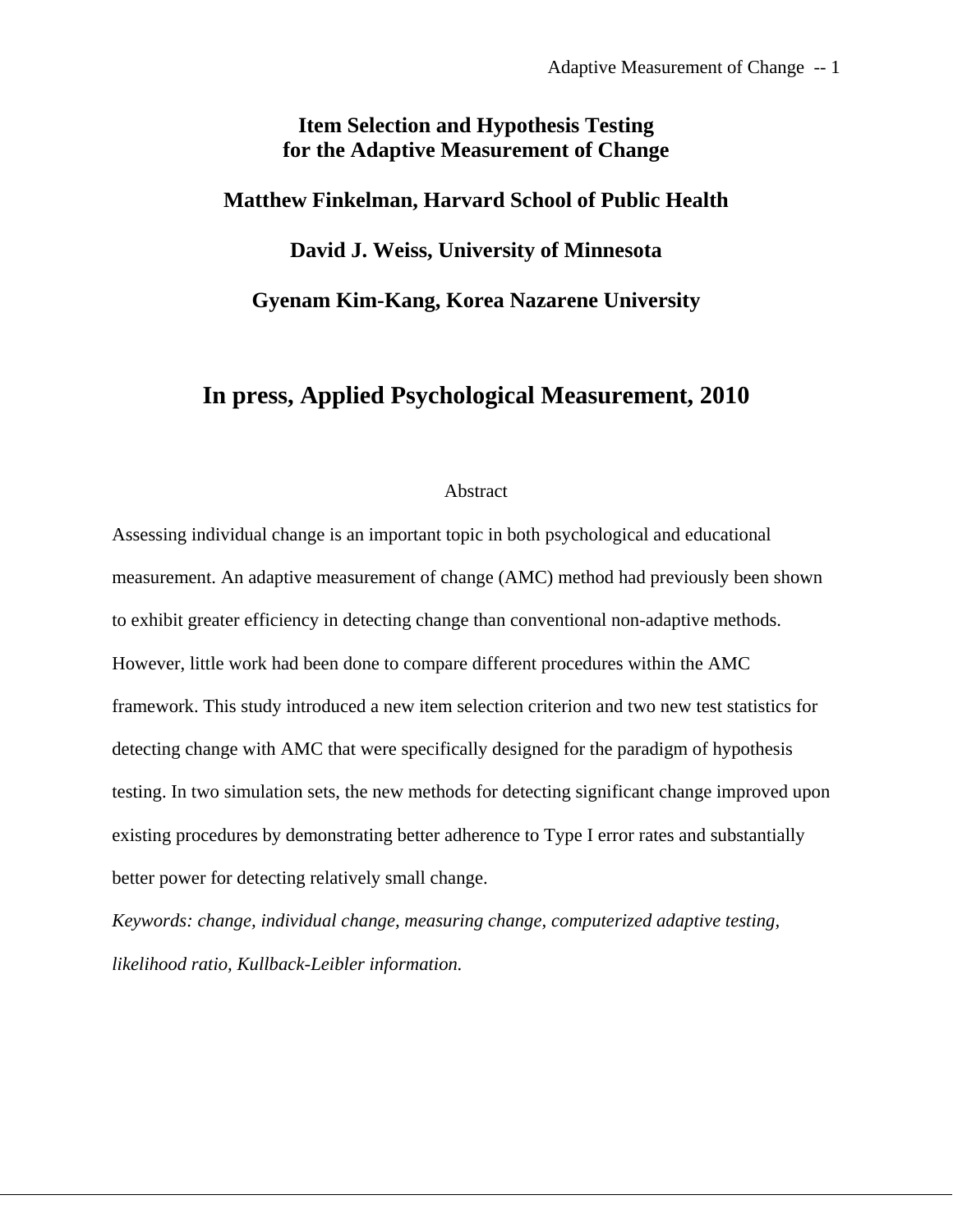# Item Selection and Hypothesis Testing for the Adaptive Measurement of Change

**Matthew Finkelman, Harvard School of Public Health**

**David J. Weiss, University of Minnesota**

**Gyenam Kim-Kang, Korea Nazarene University**

## In press, Applied Psychological Measurement, 2010

Abstract

Assessing individual change is an important topic in both psychological and educational measurement. An adaptive measurement of change (AMC) method had previously been shown to exhibit greater efficiency in detecting change than conventional non-adaptive methods. However, little work had been done to compare different procedures within the AMC framework. This study introduced a new item selection criterion and two new test statistics for detecting change with AMC that were specifically designed for the paradigm of hypothesis testing. In two simulation sets, the new methods for detecting significant change improved upon existing procedures by demonstrating better adherence to Type I error rates and substantially better power for detecting relatively small change.

*Keywords: change, individual change, measuring change, computerized adaptive testing, likelihood ratio, Kullback-Leibler information.*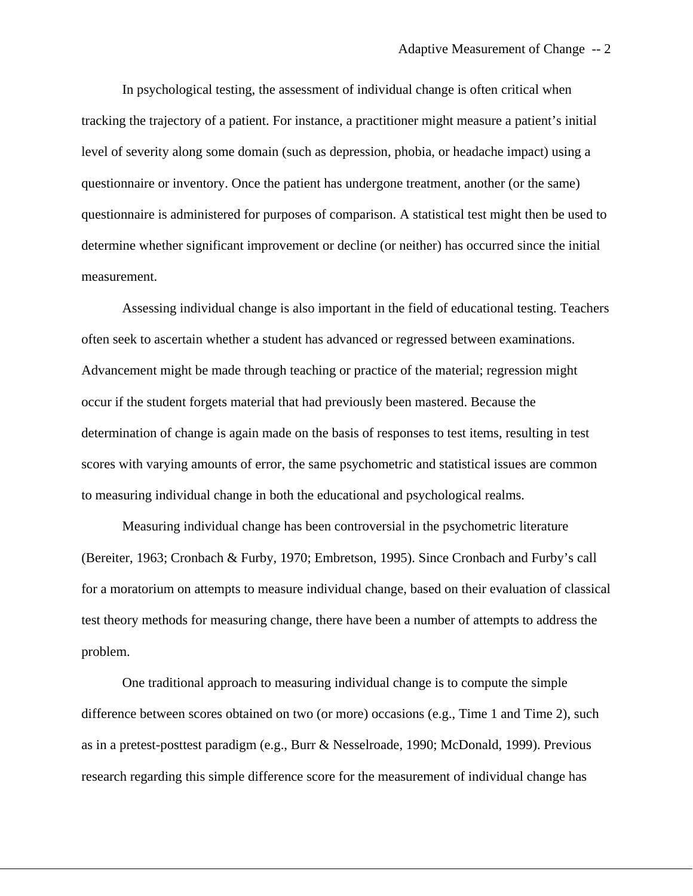In psychological testing, the assessment of individual change is often critical when tracking the trajectory of a patient. For instance, a practitioner might measure a patient's initial level of severity along some domain (such as depression, phobia, or headache impact) using a questionnaire or inventory. Once the patient has undergone treatment, another (or the same) questionnaire is administered for purposes of comparison. A statistical test might then be used to determine whether significant improvement or decline (or neither) has occurred since the initial measurement.

Assessing individual change is also important in the field of educational testing. Teachers often seek to ascertain whether a student has advanced or regressed between examinations. Advancement might be made through teaching or practice of the material; regression might occur if the student forgets material that had previously been mastered. Because the determination of change is again made on the basis of responses to test items, resulting in test scores with varying amounts of error, the same psychometric and statistical issues are common to measuring individual change in both the educational and psychological realms.

Measuring individual change has been controversial in the psychometric literature (Bereiter, 1963; Cronbach & Furby, 1970; Embretson, 1995). Since Cronbach and Furby's call for a moratorium on attempts to measure individual change, based on their evaluation of classical test theory methods for measuring change, there have been a number of attempts to address the problem.

One traditional approach to measuring individual change is to compute the simple difference between scores obtained on two (or more) occasions (e.g., Time 1 and Time 2), such as in a pretest-posttest paradigm (e.g., Burr & Nesselroade, 1990; McDonald, 1999). Previous research regarding this simple difference score for the measurement of individual change has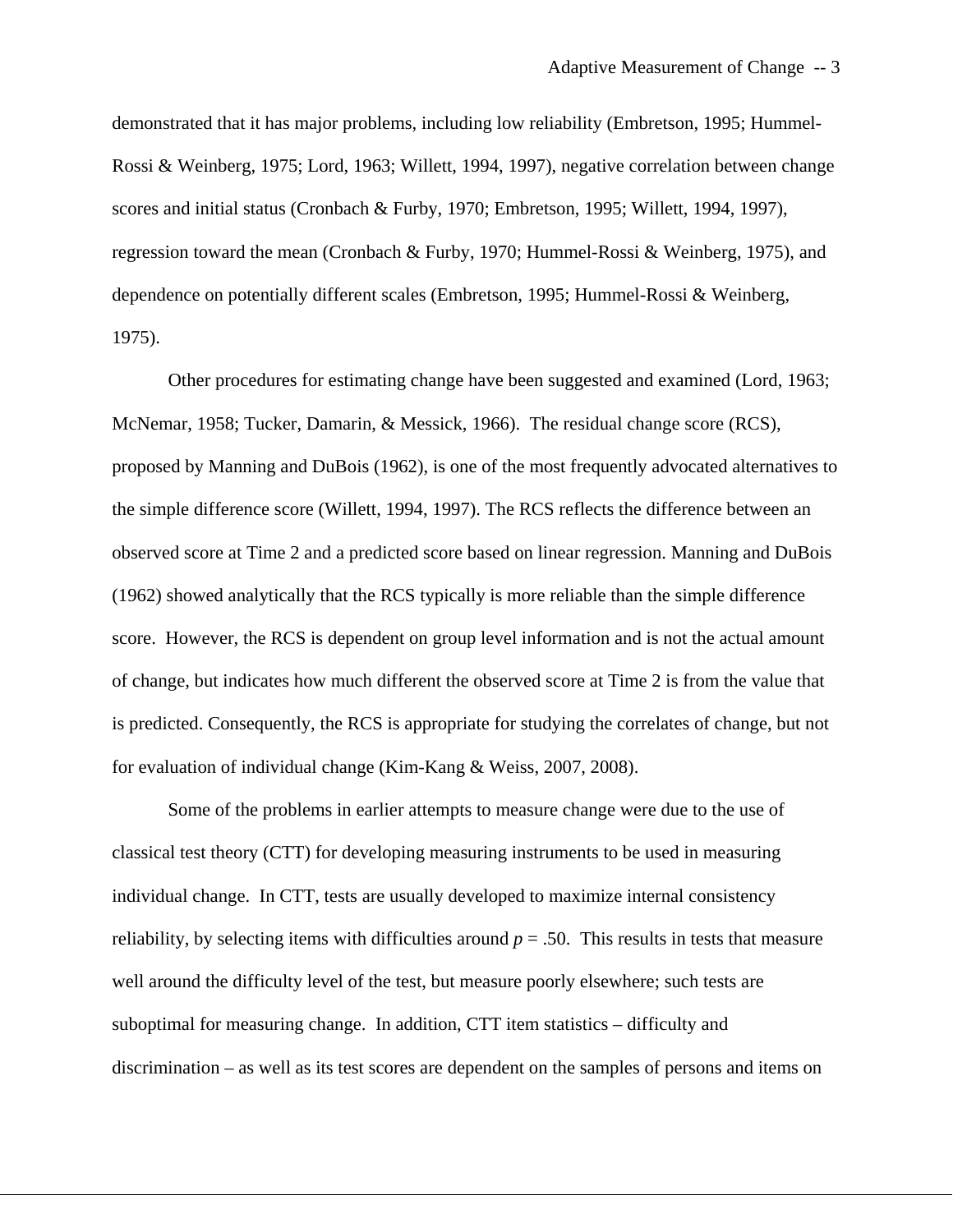demonstrated that it has major problems, including low reliability (Embretson, 1995; Hummel-Rossi & Weinberg, 1975; Lord, 1963; Willett, 1994, 1997), negative correlation between change scores and initial status (Cronbach & Furby, 1970; Embretson, 1995; Willett, 1994, 1997), regression toward the mean (Cronbach & Furby, 1970; Hummel-Rossi & Weinberg, 1975), and dependence on potentially different scales (Embretson, 1995; Hummel-Rossi & Weinberg, 1975).

Other procedures for estimating change have been suggested and examined (Lord, 1963; McNemar, 1958; Tucker, Damarin, & Messick, 1966). The residual change score (RCS), proposed by Manning and DuBois (1962), is one of the most frequently advocated alternatives to the simple difference score (Willett, 1994, 1997). The RCS reflects the difference between an observed score at Time 2 and a predicted score based on linear regression. Manning and DuBois (1962) showed analytically that the RCS typically is more reliable than the simple difference score. However, the RCS is dependent on group level information and is not the actual amount of change, but indicates how much different the observed score at Time 2 is from the value that is predicted. Consequently, the RCS is appropriate for studying the correlates of change, but not for evaluation of individual change (Kim-Kang & Weiss, 2007, 2008).

Some of the problems in earlier attempts to measure change were due to the use of classical test theory (CTT) for developing measuring instruments to be used in measuring individual change. In CTT, tests are usually developed to maximize internal consistency reliability, by selecting items with difficulties around $p = .50$. This results in tests that measure well around the difficulty level of the test, but measure poorly elsewhere; such tests are suboptimal for measuring change. In addition, CTT item statistics – difficulty and discrimination – as well as its test scores are dependent on the samples of persons and items on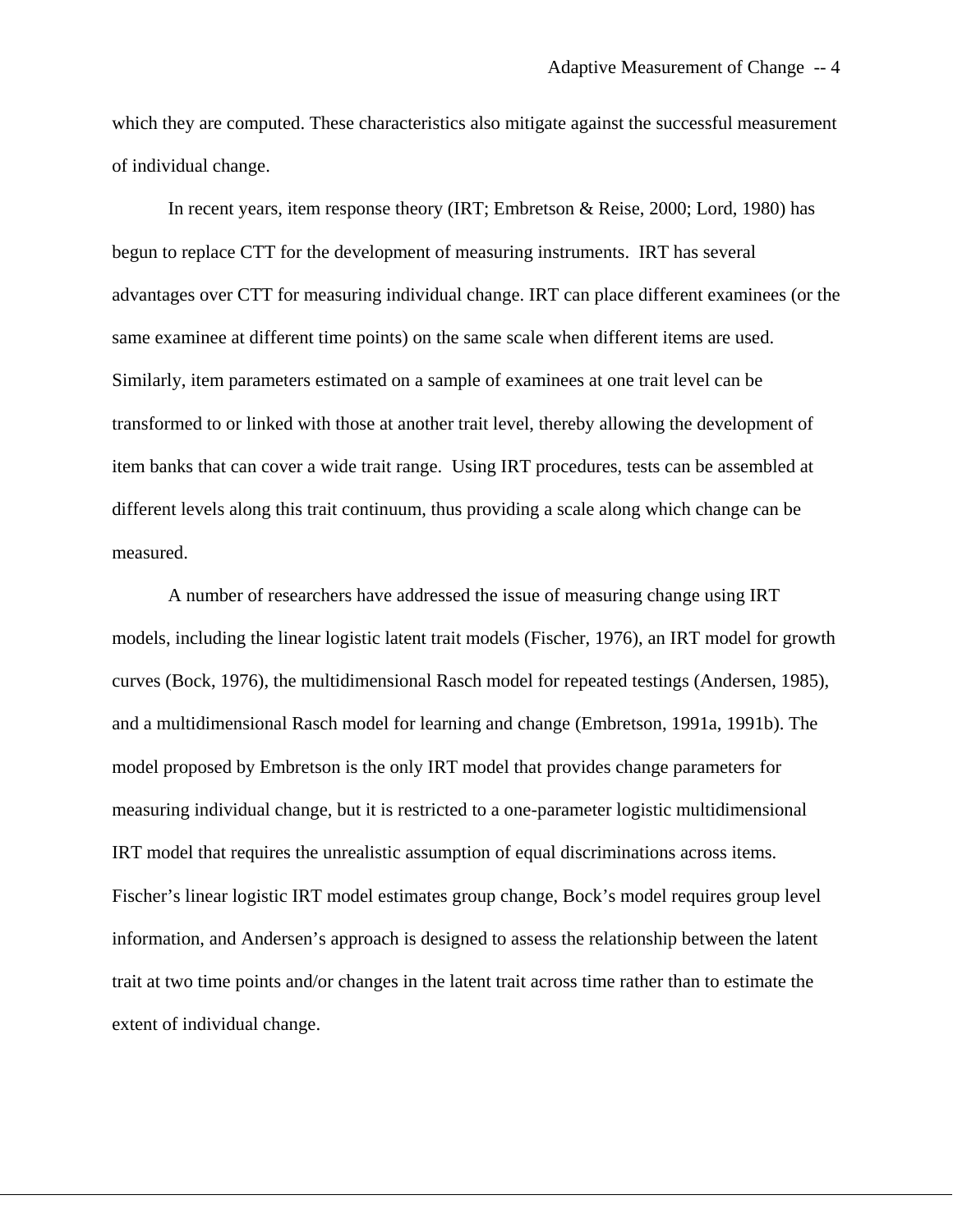which they are computed. These characteristics also mitigate against the successful measurement of individual change.

In recent years, item response theory (IRT; Embretson & Reise, 2000; Lord, 1980) has begun to replace CTT for the development of measuring instruments. IRT has several advantages over CTT for measuring individual change. IRT can place different examinees (or the same examinee at different time points) on the same scale when different items are used. Similarly, item parameters estimated on a sample of examinees at one trait level can be transformed to or linked with those at another trait level, thereby allowing the development of item banks that can cover a wide trait range. Using IRT procedures, tests can be assembled at different levels along this trait continuum, thus providing a scale along which change can be measured.

A number of researchers have addressed the issue of measuring change using IRT models, including the linear logistic latent trait models (Fischer, 1976), an IRT model for growth curves (Bock, 1976), the multidimensional Rasch model for repeated testings (Andersen, 1985), and a multidimensional Rasch model for learning and change (Embretson, 1991a, 1991b). The model proposed by Embretson is the only IRT model that provides change parameters for measuring individual change, but it is restricted to a one-parameter logistic multidimensional IRT model that requires the unrealistic assumption of equal discriminations across items. Fischer's linear logistic IRT model estimates group change, Bock's model requires group level information, and Andersen's approach is designed to assess the relationship between the latent trait at two time points and/or changes in the latent trait across time rather than to estimate the extent of individual change.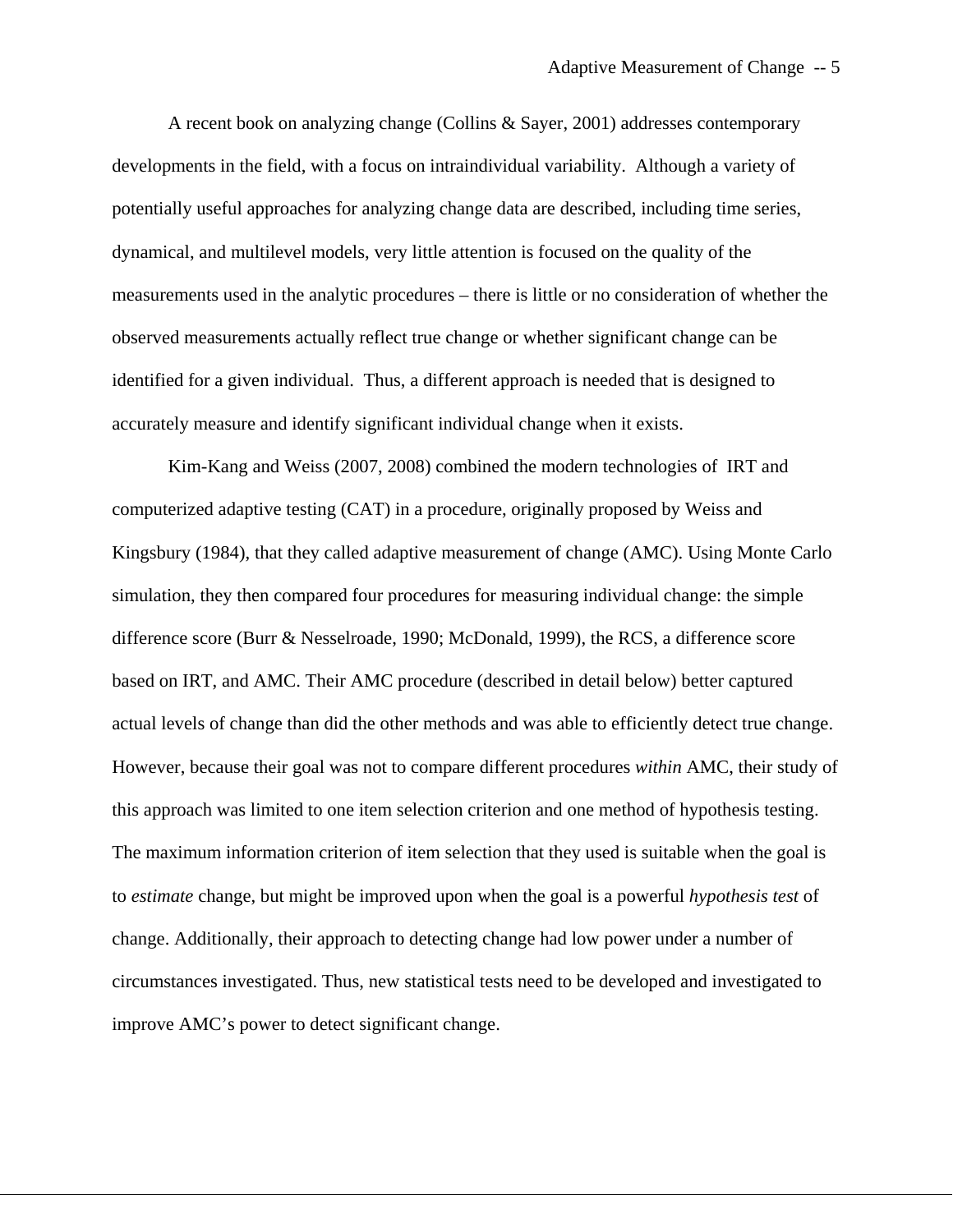A recent book on analyzing change (Collins & Sayer, 2001) addresses contemporary developments in the field, with a focus on intraindividual variability. Although a variety of potentially useful approaches for analyzing change data are described, including time series, dynamical, and multilevel models, very little attention is focused on the quality of the measurements used in the analytic procedures – there is little or no consideration of whether the observed measurements actually reflect true change or whether significant change can be identified for a given individual. Thus, a different approach is needed that is designed to accurately measure and identify significant individual change when it exists.

Kim-Kang and Weiss (2007, 2008) combined the modern technologies of IRT and computerized adaptive testing (CAT) in a procedure, originally proposed by Weiss and Kingsbury (1984), that they called adaptive measurement of change (AMC). Using Monte Carlo simulation, they then compared four procedures for measuring individual change: the simple difference score (Burr & Nesselroade, 1990; McDonald, 1999), the RCS, a difference score based on IRT, and AMC. Their AMC procedure (described in detail below) better captured actual levels of change than did the other methods and was able to efficiently detect true change. However, because their goal was not to compare different procedures *within* AMC, their study of this approach was limited to one item selection criterion and one method of hypothesis testing. The maximum information criterion of item selection that they used is suitable when the goal is to *estimate* change, but might be improved upon when the goal is a powerful *hypothesis test* of change. Additionally, their approach to detecting change had low power under a number of circumstances investigated. Thus, new statistical tests need to be developed and investigated to improve AMC's power to detect significant change.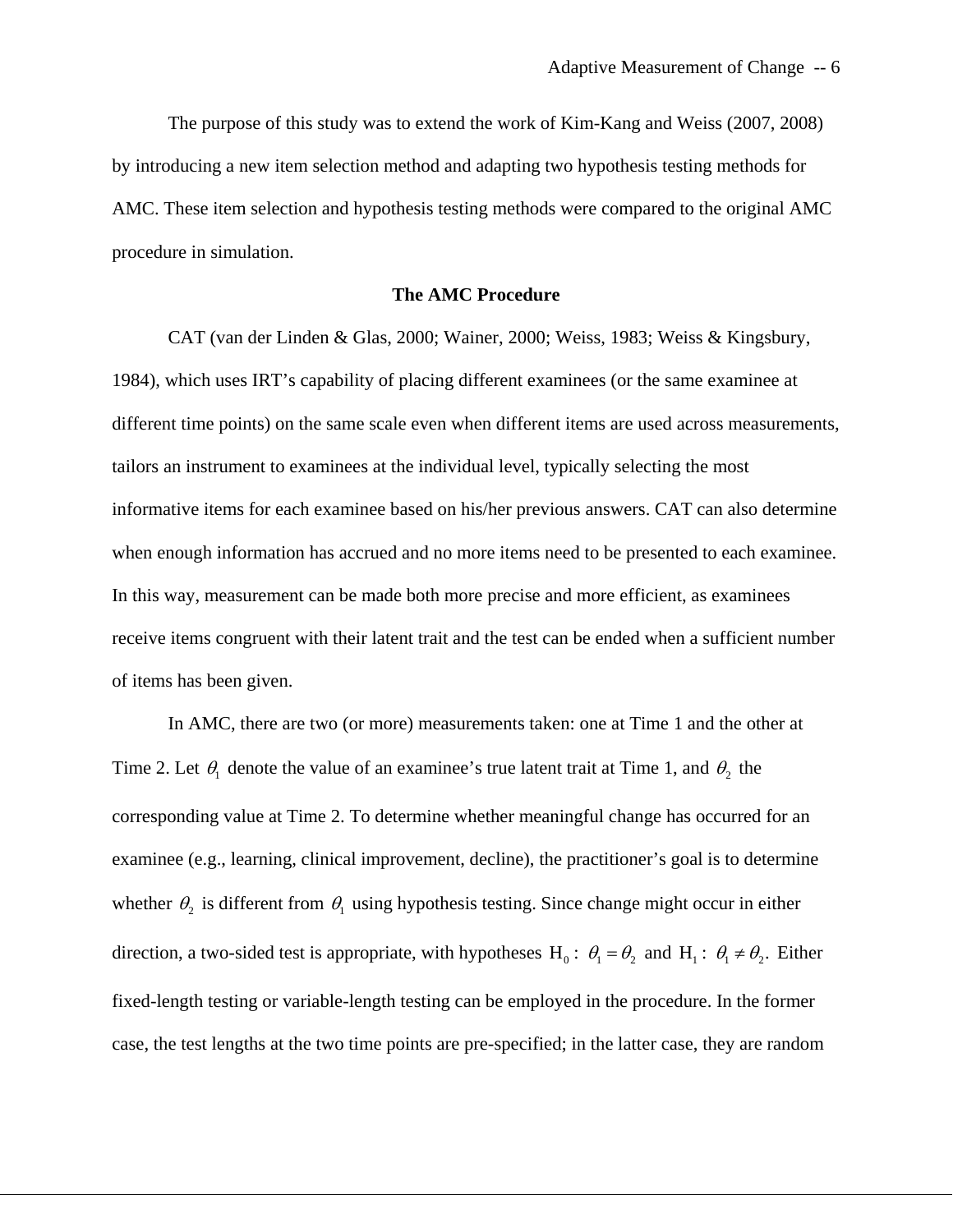The purpose of this study was to extend the work of Kim-Kang and Weiss (2007, 2008) by introducing a new item selection method and adapting two hypothesis testing methods for AMC. These item selection and hypothesis testing methods were compared to the original AMC procedure in simulation.

## The AMC Procedure

CAT (van der Linden & Glas, 2000; Wainer, 2000; Weiss, 1983; Weiss & Kingsbury, 1984), which uses IRT's capability of placing different examinees (or the same examinee at different time points) on the same scale even when different items are used across measurements, tailors an instrument to examinees at the individual level, typically selecting the most informative items for each examinee based on his/her previous answers. CAT can also determine when enough information has accrued and no more items need to be presented to each examinee. In this way, measurement can be made both more precise and more efficient, as examinees receive items congruent with their latent trait and the test can be ended when a sufficient number of items has been given.

In AMC, there are two (or more) measurements taken: one at Time 1 and the other at Time 2. Let $\theta_1$ denote the value of an examinee's true latent trait at Time 1, and $\theta_2$ the corresponding value at Time 2. To determine whether meaningful change has occurred for an examinee (e.g., learning, clinical improvement, decline), the practitioner's goal is to determine whether $\theta_2$ is different from $\theta_1$ using hypothesis testing. Since change might occur in either direction, a two-sided test is appropriate, with hypotheses $\mathrm{H}_0: \theta_1 = \theta_2$ and $\mathrm{H}_1: \theta_1 \neq \theta_2$. Either fixed-length testing or variable-length testing can be employed in the procedure. In the former case, the test lengths at the two time points are pre-specified; in the latter case, they are random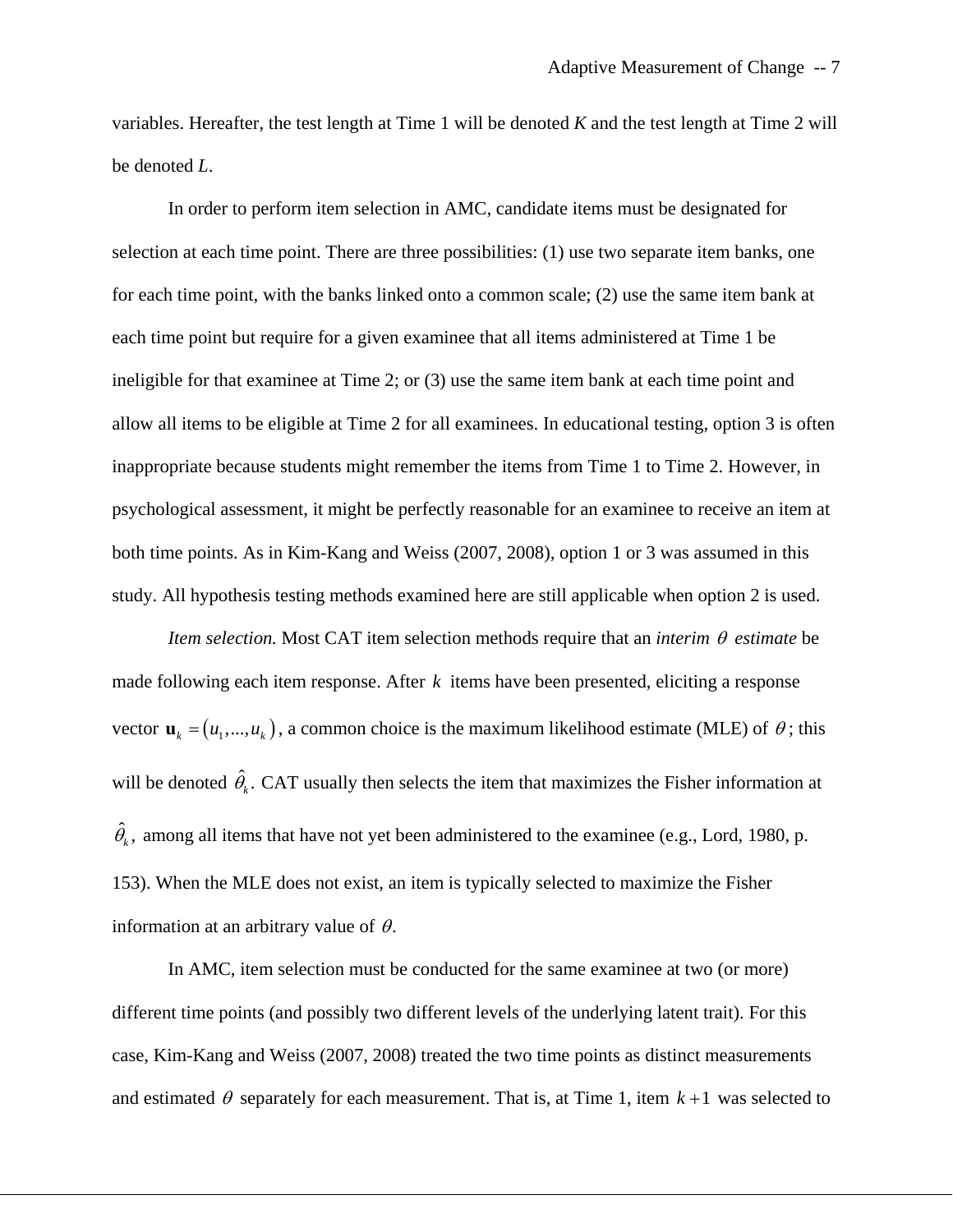variables. Hereafter, the test length at Time 1 will be denoted *K* and the test length at Time 2 will be denoted *L*.

In order to perform item selection in AMC, candidate items must be designated for selection at each time point. There are three possibilities: (1) use two separate item banks, one for each time point, with the banks linked onto a common scale; (2) use the same item bank at each time point but require for a given examinee that all items administered at Time 1 be ineligible for that examinee at Time 2; or (3) use the same item bank at each time point and allow all items to be eligible at Time 2 for all examinees. In educational testing, option 3 is often inappropriate because students might remember the items from Time 1 to Time 2. However, in psychological assessment, it might be perfectly reasonable for an examinee to receive an item at both time points. As in Kim-Kang and Weiss (2007, 2008), option 1 or 3 was assumed in this study. All hypothesis testing methods examined here are still applicable when option 2 is used.

*Item selection.* Most CAT item selection methods require that an *interim* $\theta$ *estimate* be made following each item response. After $k$ items have been presented, eliciting a response vector $\mathbf{u}_k = (u_1, ..., u_k)$, a common choice is the maximum likelihood estimate (MLE) of $\theta$; this will be denoted $\hat{\theta}_k$. CAT usually then selects the item that maximizes the Fisher information at $\hat{\theta}_k$, among all items that have not yet been administered to the examinee (e.g., Lord, 1980, p. 153). When the MLE does not exist, an item is typically selected to maximize the Fisher information at an arbitrary value of $\theta$.

In AMC, item selection must be conducted for the same examinee at two (or more) different time points (and possibly two different levels of the underlying latent trait). For this case, Kim-Kang and Weiss (2007, 2008) treated the two time points as distinct measurements and estimated $\theta$ separately for each measurement. That is, at Time 1, item $k+1$ was selected to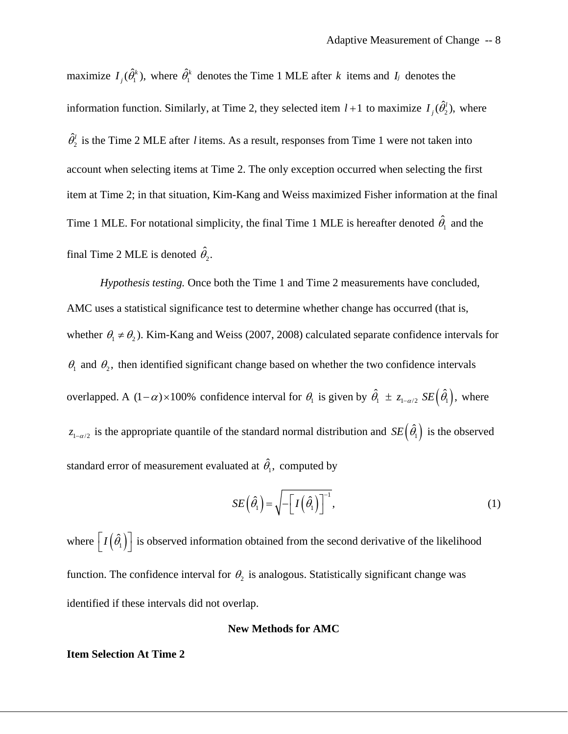maximize $I_j(\hat{\theta}_1^k),$ where $\hat{\theta}_1^k$ denotes the Time 1 MLE after $k$ items and $I_j$ denotes the information function. Similarly, at Time 2, they selected item $l+1$ to maximize $I_j(\hat{\theta}_2^l),$ where $\hat{\theta}_2^l$ is the Time 2 MLE after $l$ items. As a result, responses from Time 1 were not taken into account when selecting items at Time 2. The only exception occurred when selecting the first item at Time 2; in that situation, Kim-Kang and Weiss maximized Fisher information at the final Time 1 MLE. For notational simplicity, the final Time 1 MLE is hereafter denoted $\hat{\theta}_1$ and the final Time 2 MLE is denoted $\hat{\theta}_2$.

*Hypothesis testing.* Once both the Time 1 and Time 2 measurements have concluded, AMC uses a statistical significance test to determine whether change has occurred (that is, whether $\theta_1 \neq \theta_2$). Kim-Kang and Weiss (2007, 2008) calculated separate confidence intervals for $\theta_1$ and $\theta_2$, then identified significant change based on whether the two confidence intervals overlapped. A $(1-\alpha)\times 100\%$ confidence interval for $\theta_1$ is given by $\hat{\theta}_1 \pm z_{1-\alpha/2}\, SE\left(\hat{\theta}_1\right),$ where $z_{1-\alpha/2}$ is the appropriate quantile of the standard normal distribution and $SE\left(\hat{\theta}_1\right)$ is the observed standard error of measurement evaluated at $\hat{\theta}_1,$ computed by

$$SE\left(\hat{\theta}_1\right) = \sqrt{-\left[I\left(\hat{\theta}_1\right)\right]^{-1}}, \tag{1}$$

where $\left[I\left(\hat{\theta}_1\right)\right]$ is observed information obtained from the second derivative of the likelihood function. The confidence interval for $\theta_2$ is analogous. Statistically significant change was identified if these intervals did not overlap.

## New Methods for AMC

### Item Selection At Time 2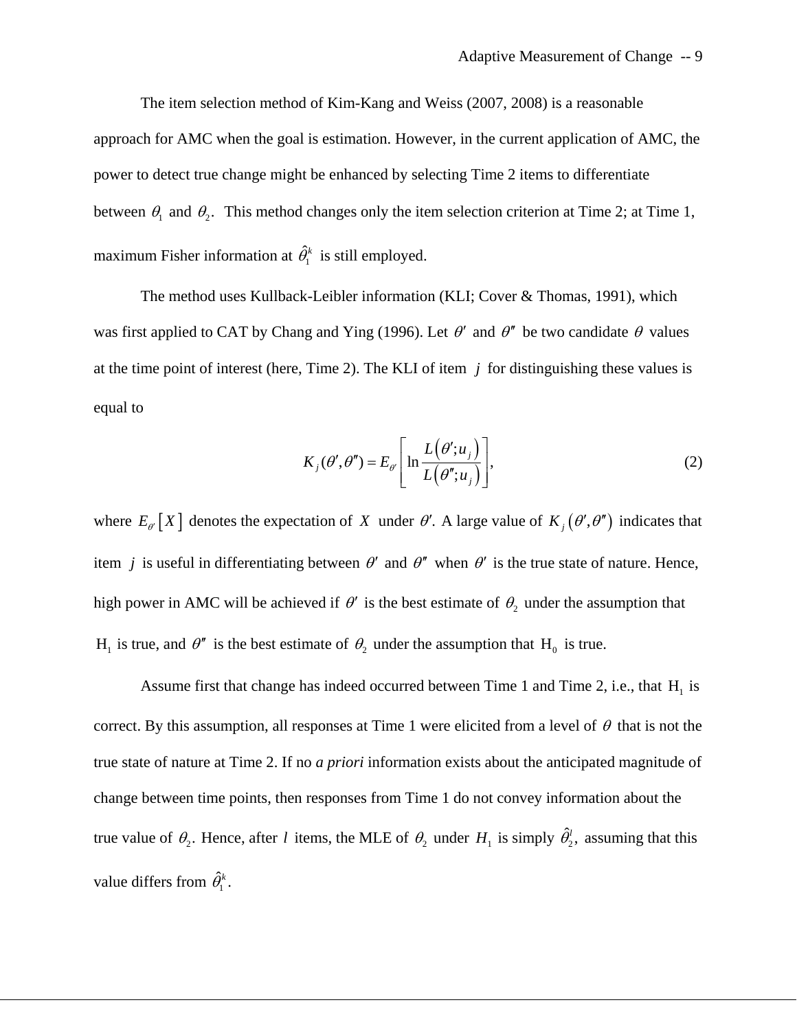The item selection method of Kim-Kang and Weiss (2007, 2008) is a reasonable approach for AMC when the goal is estimation. However, in the current application of AMC, the power to detect true change might be enhanced by selecting Time 2 items to differentiate between $\theta_1$ and $\theta_2$. This method changes only the item selection criterion at Time 2; at Time 1, maximum Fisher information at $\hat{\theta}_1^k$ is still employed.

The method uses Kullback-Leibler information (KLI; Cover & Thomas, 1991), which was first applied to CAT by Chang and Ying (1996). Let $\theta'$ and $\theta''$ be two candidate $\theta$ values at the time point of interest (here, Time 2). The KLI of item $j$ for distinguishing these values is equal to

$$K_j(\theta', \theta'') = E_{\theta'}\left[\ln \frac{L(\theta'; u_j)}{L(\theta''; u_j)}\right], \tag{2}$$

where $E_{\theta'}[X]$ denotes the expectation of $X$ under $\theta'$. A large value of $K_j(\theta', \theta'')$ indicates that item $j$ is useful in differentiating between $\theta'$ and $\theta''$ when $\theta'$ is the true state of nature. Hence, high power in AMC will be achieved if $\theta'$ is the best estimate of $\theta_2$ under the assumption that $\mathrm{H}_1$ is true, and $\theta''$ is the best estimate of $\theta_2$ under the assumption that $\mathrm{H}_0$ is true.

Assume first that change has indeed occurred between Time 1 and Time 2, i.e., that $\mathrm{H}_1$ is correct. By this assumption, all responses at Time 1 were elicited from a level of $\theta$ that is not the true state of nature at Time 2. If no *a priori* information exists about the anticipated magnitude of change between time points, then responses from Time 1 do not convey information about the true value of $\theta_2$. Hence, after $l$ items, the MLE of $\theta_2$ under $H_1$ is simply $\hat{\theta}_2^l$, assuming that this value differs from $\hat{\theta}_1^k$.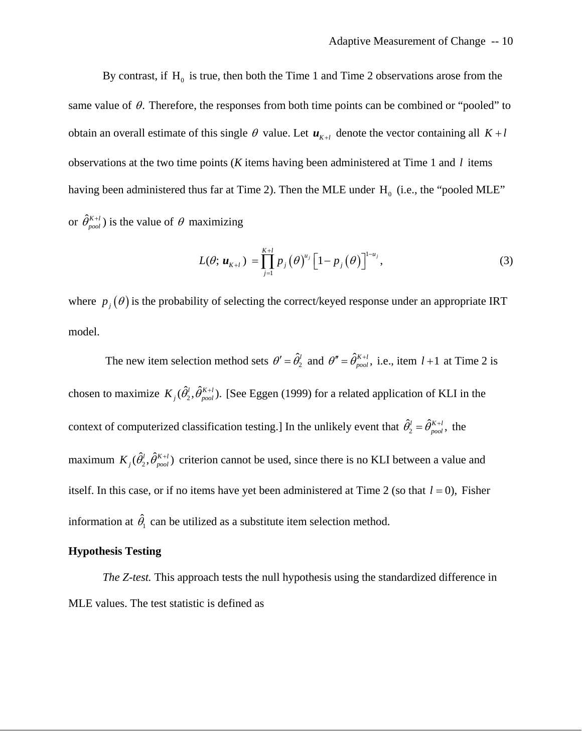By contrast, if $\mathrm{H}_0$ is true, then both the Time 1 and Time 2 observations arose from the same value of $\theta$. Therefore, the responses from both time points can be combined or "pooled" to obtain an overall estimate of this single $\theta$ value. Let $\boldsymbol{u}_{K+l}$ denote the vector containing all $K+l$ observations at the two time points (*K* items having been administered at Time 1 and $l$ items having been administered thus far at Time 2). Then the MLE under $\mathrm{H}_0$ (i.e., the "pooled MLE" or $\hat{\theta}_{pool}^{K+l}$) is the value of $\theta$ maximizing

$$L(\theta; \boldsymbol{u}_{K+l}) = \prod_{j=1}^{K+l} p_j(\theta)^{u_j} \left[1 - p_j(\theta)\right]^{1-u_j}, \tag{3}$$

where $p_j(\theta)$ is the probability of selecting the correct/keyed response under an appropriate IRT model.

The new item selection method sets $\theta' = \hat{\theta}_2^l$ and $\theta'' = \hat{\theta}_{pool}^{K+l}$, i.e., item $l+1$ at Time 2 is chosen to maximize $K_j(\hat{\theta}_2^l, \hat{\theta}_{pool}^{K+l})$. [See Eggen (1999) for a related application of KLI in the context of computerized classification testing.] In the unlikely event that $\hat{\theta}_2^l = \hat{\theta}_{pool}^{K+l}$, the maximum $K_j(\hat{\theta}_2^l, \hat{\theta}_{pool}^{K+l})$ criterion cannot be used, since there is no KLI between a value and itself. In this case, or if no items have yet been administered at Time 2 (so that $l = 0$), Fisher information at $\hat{\theta}_1$ can be utilized as a substitute item selection method.

**Hypothesis Testing**

*The Z-test.* This approach tests the null hypothesis using the standardized difference in MLE values. The test statistic is defined as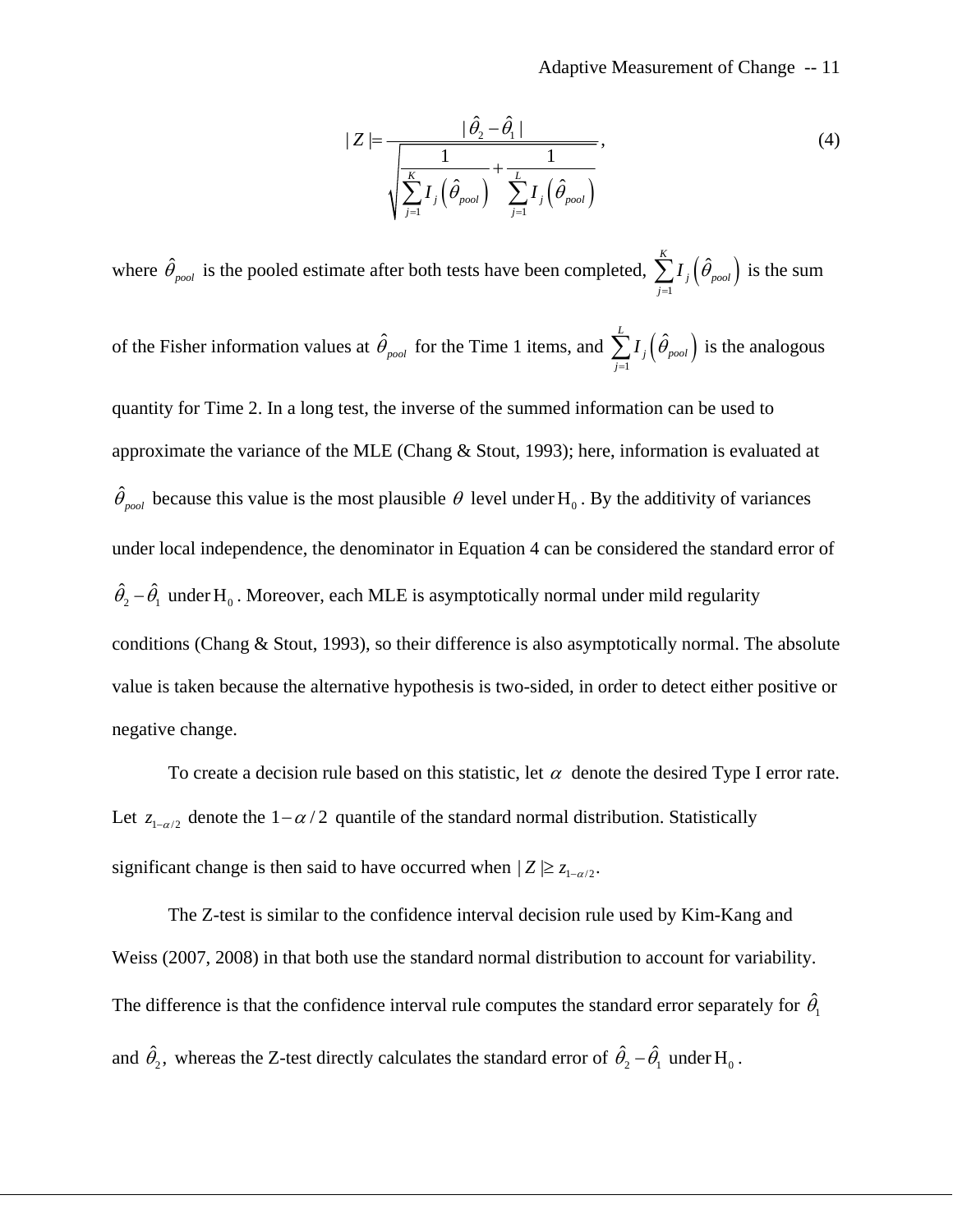$$|Z| = \frac{|\hat{\theta}_2 - \hat{\theta}_1|}{\sqrt{\dfrac{1}{\sum_{j=1}^{K} I_j\left(\hat{\theta}_{pool}\right)} + \dfrac{1}{\sum_{j=1}^{L} I_j\left(\hat{\theta}_{pool}\right)}}}, \tag{4}$$

where $\hat{\theta}_{pool}$ is the pooled estimate after both tests have been completed, $\sum_{j=1}^{K} I_j\left(\hat{\theta}_{pool}\right)$ is the sum of the Fisher information values at $\hat{\theta}_{pool}$ for the Time 1 items, and $\sum_{j=1}^{L} I_j\left(\hat{\theta}_{pool}\right)$ is the analogous quantity for Time 2. In a long test, the inverse of the summed information can be used to approximate the variance of the MLE (Chang & Stout, 1993); here, information is evaluated at $\hat{\theta}_{pool}$ because this value is the most plausible $\theta$ level under $\mathrm{H}_0$. By the additivity of variances under local independence, the denominator in Equation 4 can be considered the standard error of $\hat{\theta}_2 - \hat{\theta}_1$ under $\mathrm{H}_0$. Moreover, each MLE is asymptotically normal under mild regularity conditions (Chang & Stout, 1993), so their difference is also asymptotically normal. The absolute value is taken because the alternative hypothesis is two-sided, in order to detect either positive or negative change.

To create a decision rule based on this statistic, let $\alpha$ denote the desired Type I error rate. Let $z_{1-\alpha/2}$ denote the $1-\alpha/2$ quantile of the standard normal distribution. Statistically significant change is then said to have occurred when $|Z| \geq z_{1-\alpha/2}$.

The Z-test is similar to the confidence interval decision rule used by Kim-Kang and Weiss (2007, 2008) in that both use the standard normal distribution to account for variability. The difference is that the confidence interval rule computes the standard error separately for $\hat{\theta}_1$ and $\hat{\theta}_2$, whereas the Z-test directly calculates the standard error of $\hat{\theta}_2 - \hat{\theta}_1$ under $\mathrm{H}_0$.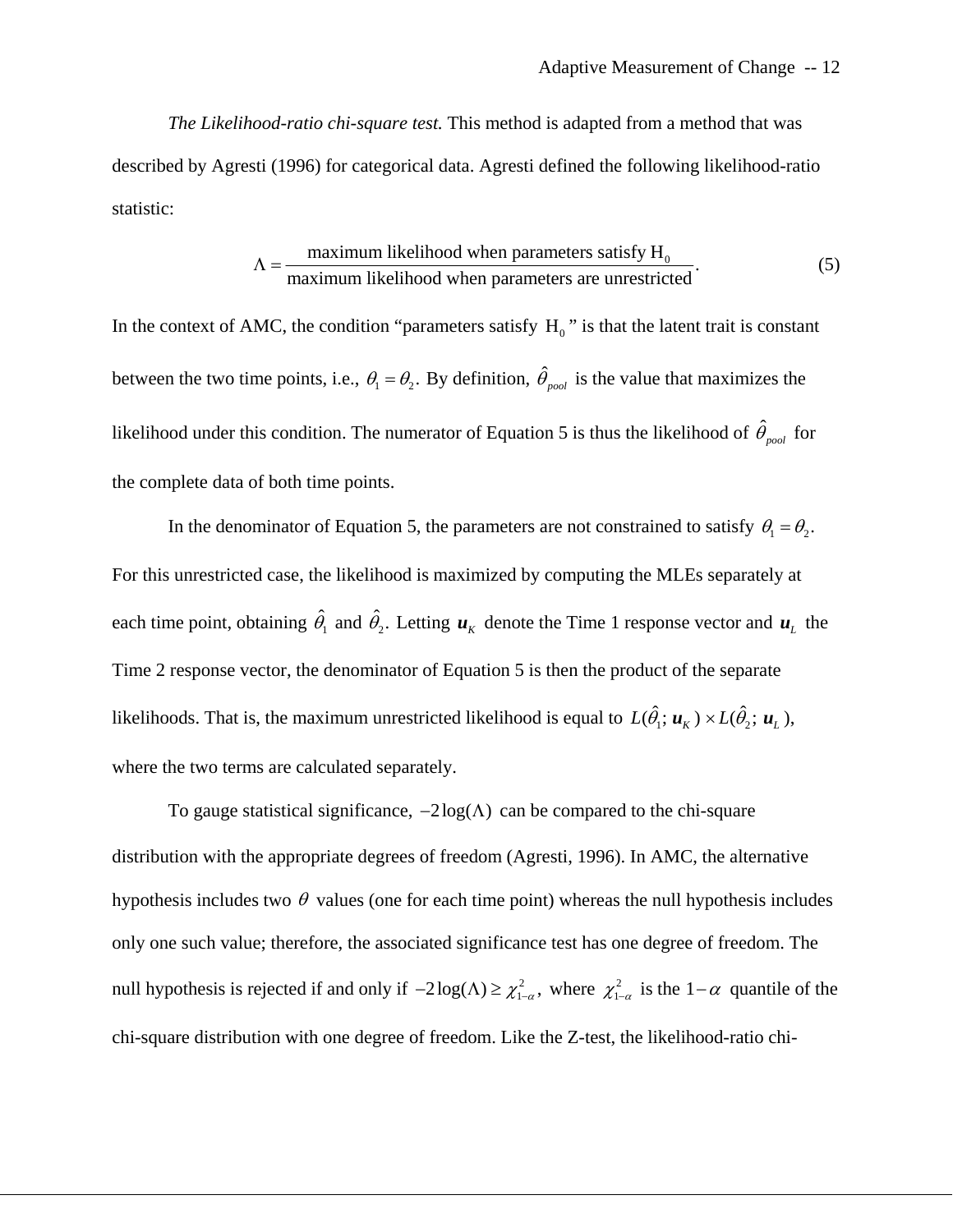*The Likelihood-ratio chi-square test.* This method is adapted from a method that was described by Agresti (1996) for categorical data. Agresti defined the following likelihood-ratio statistic:

$$\Lambda = \frac{\text{maximum likelihood when parameters satisfy H}_0}{\text{maximum likelihood when parameters are unrestricted}}. \tag{5}$$

In the context of AMC, the condition "parameters satisfy $\mathrm{H}_0$" is that the latent trait is constant between the two time points, i.e., $\theta_1 = \theta_2$. By definition, $\hat{\theta}_{pool}$ is the value that maximizes the likelihood under this condition. The numerator of Equation 5 is thus the likelihood of $\hat{\theta}_{pool}$ for the complete data of both time points.

In the denominator of Equation 5, the parameters are not constrained to satisfy $\theta_1 = \theta_2$. For this unrestricted case, the likelihood is maximized by computing the MLEs separately at each time point, obtaining $\hat{\theta}_1$ and $\hat{\theta}_2$. Letting $\boldsymbol{u}_K$ denote the Time 1 response vector and $\boldsymbol{u}_L$ the Time 2 response vector, the denominator of Equation 5 is then the product of the separate likelihoods. That is, the maximum unrestricted likelihood is equal to $L(\hat{\theta}_1; \boldsymbol{u}_K) \times L(\hat{\theta}_2; \boldsymbol{u}_L)$, where the two terms are calculated separately.

To gauge statistical significance, $-2\log(\Lambda)$ can be compared to the chi-square distribution with the appropriate degrees of freedom (Agresti, 1996). In AMC, the alternative hypothesis includes two $\theta$ values (one for each time point) whereas the null hypothesis includes only one such value; therefore, the associated significance test has one degree of freedom. The null hypothesis is rejected if and only if $-2\log(\Lambda) \geq \chi^2_{1-\alpha}$, where $\chi^2_{1-\alpha}$ is the $1-\alpha$ quantile of the chi-square distribution with one degree of freedom. Like the Z-test, the likelihood-ratio chi-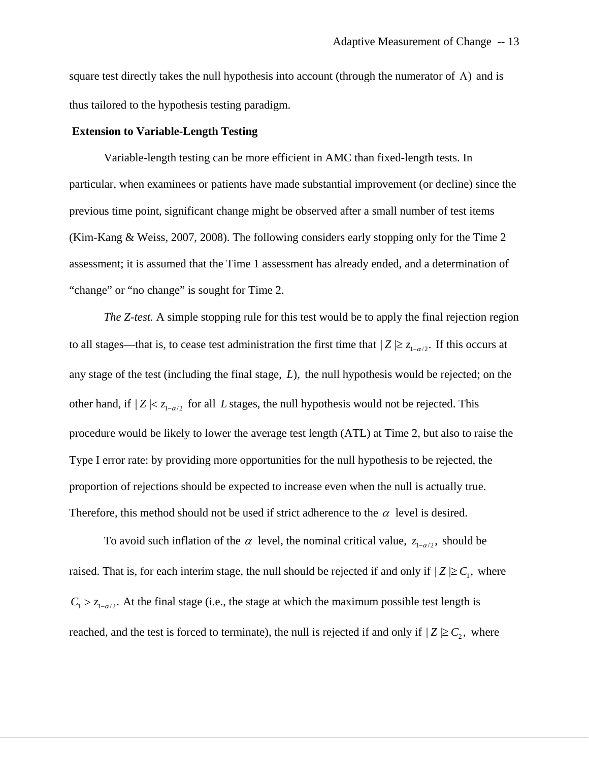square test directly takes the null hypothesis into account (through the numerator of $\Lambda$) and is thus tailored to the hypothesis testing paradigm.

**Extension to Variable-Length Testing**

Variable-length testing can be more efficient in AMC than fixed-length tests. In particular, when examinees or patients have made substantial improvement (or decline) since the previous time point, significant change might be observed after a small number of test items (Kim-Kang & Weiss, 2007, 2008). The following considers early stopping only for the Time 2 assessment; it is assumed that the Time 1 assessment has already ended, and a determination of "change" or "no change" is sought for Time 2.

*The Z-test.* A simple stopping rule for this test would be to apply the final rejection region to all stages—that is, to cease test administration the first time that $|Z| \geq z_{1-\alpha/2}$. If this occurs at any stage of the test (including the final stage, $L$), the null hypothesis would be rejected; on the other hand, if $|Z| < z_{1-\alpha/2}$ for all $L$ stages, the null hypothesis would not be rejected. This procedure would be likely to lower the average test length (ATL) at Time 2, but also to raise the Type I error rate: by providing more opportunities for the null hypothesis to be rejected, the proportion of rejections should be expected to increase even when the null is actually true. Therefore, this method should not be used if strict adherence to the $\alpha$ level is desired.

To avoid such inflation of the $\alpha$ level, the nominal critical value, $z_{1-\alpha/2}$, should be raised. That is, for each interim stage, the null should be rejected if and only if $|Z| \geq C_1$, where $C_1 > z_{1-\alpha/2}$. At the final stage (i.e., the stage at which the maximum possible test length is reached, and the test is forced to terminate), the null is rejected if and only if $|Z| \geq C_2$, where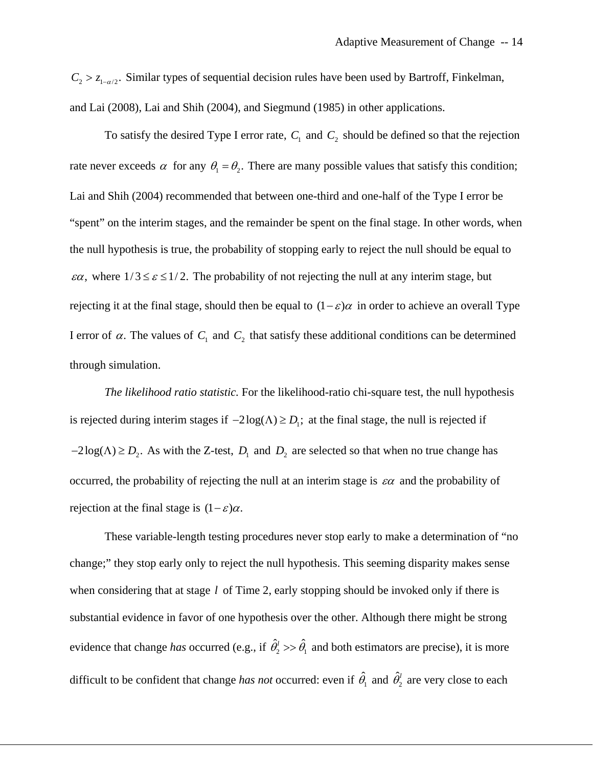$C_2 > z_{1-\alpha/2}$. Similar types of sequential decision rules have been used by Bartroff, Finkelman, and Lai (2008), Lai and Shih (2004), and Siegmund (1985) in other applications.

To satisfy the desired Type I error rate, $C_1$ and $C_2$ should be defined so that the rejection rate never exceeds $\alpha$ for any $\theta_1 = \theta_2$. There are many possible values that satisfy this condition; Lai and Shih (2004) recommended that between one-third and one-half of the Type I error be "spent" on the interim stages, and the remainder be spent on the final stage. In other words, when the null hypothesis is true, the probability of stopping early to reject the null should be equal to $\varepsilon\alpha$, where $1/3 \leq \varepsilon \leq 1/2$. The probability of not rejecting the null at any interim stage, but rejecting it at the final stage, should then be equal to $(1-\varepsilon)\alpha$ in order to achieve an overall Type I error of $\alpha$. The values of $C_1$ and $C_2$ that satisfy these additional conditions can be determined through simulation.

*The likelihood ratio statistic.* For the likelihood-ratio chi-square test, the null hypothesis is rejected during interim stages if $-2\log(\Lambda) \geq D_1$; at the final stage, the null is rejected if $-2\log(\Lambda) \geq D_2$. As with the Z-test, $D_1$ and $D_2$ are selected so that when no true change has occurred, the probability of rejecting the null at an interim stage is $\varepsilon\alpha$ and the probability of rejection at the final stage is $(1-\varepsilon)\alpha$.

These variable-length testing procedures never stop early to make a determination of "no change;" they stop early only to reject the null hypothesis. This seeming disparity makes sense when considering that at stage $l$ of Time 2, early stopping should be invoked only if there is substantial evidence in favor of one hypothesis over the other. Although there might be strong evidence that change *has* occurred (e.g., if $\hat{\theta}_2^l >> \hat{\theta}_1$ and both estimators are precise), it is more difficult to be confident that change *has not* occurred: even if $\hat{\theta}_1$ and $\hat{\theta}_2^l$ are very close to each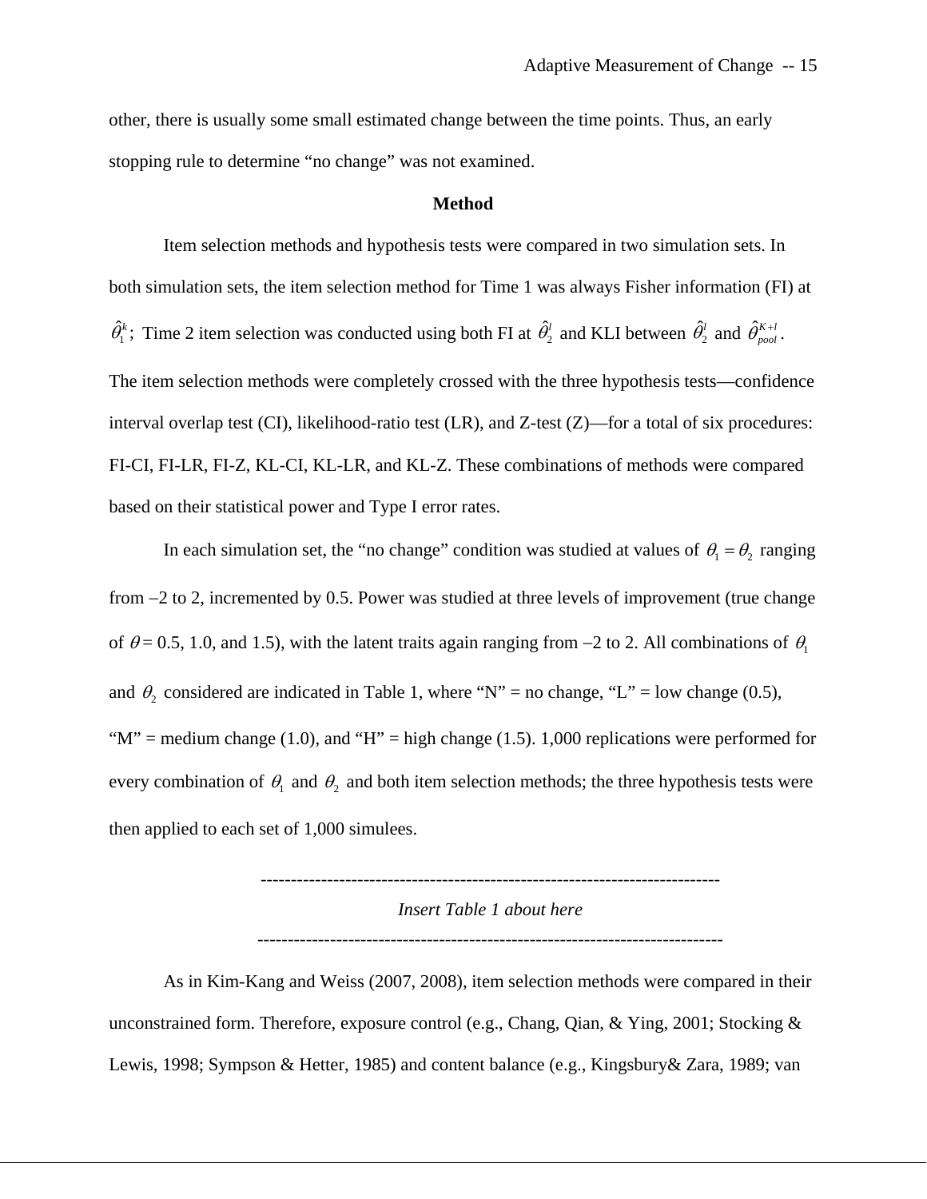other, there is usually some small estimated change between the time points. Thus, an early stopping rule to determine “no change” was not examined.

## Method

Item selection methods and hypothesis tests were compared in two simulation sets. In both simulation sets, the item selection method for Time 1 was always Fisher information (FI) at $\hat{\theta}_1^k$; Time 2 item selection was conducted using both FI at $\hat{\theta}_2^l$ and KLI between $\hat{\theta}_2^l$ and $\hat{\theta}_{pool}^{K+l}$. The item selection methods were completely crossed with the three hypothesis tests—confidence interval overlap test (CI), likelihood-ratio test (LR), and Z-test (Z)—for a total of six procedures: FI-CI, FI-LR, FI-Z, KL-CI, KL-LR, and KL-Z. These combinations of methods were compared based on their statistical power and Type I error rates.

In each simulation set, the “no change” condition was studied at values of $\theta_1 = \theta_2$ ranging from −2 to 2, incremented by 0.5. Power was studied at three levels of improvement (true change of $\theta$ = 0.5, 1.0, and 1.5), with the latent traits again ranging from −2 to 2. All combinations of $\theta_1$ and $\theta_2$ considered are indicated in Table 1, where “N” = no change, “L” = low change (0.5), “M” = medium change (1.0), and “H” = high change (1.5). 1,000 replications were performed for every combination of $\theta_1$ and $\theta_2$ and both item selection methods; the three hypothesis tests were then applied to each set of 1,000 simulees.

---

*Insert Table 1 about here*

---

As in Kim-Kang and Weiss (2007, 2008), item selection methods were compared in their unconstrained form. Therefore, exposure control (e.g., Chang, Qian, & Ying, 2001; Stocking & Lewis, 1998; Sympson & Hetter, 1985) and content balance (e.g., Kingsbury& Zara, 1989; van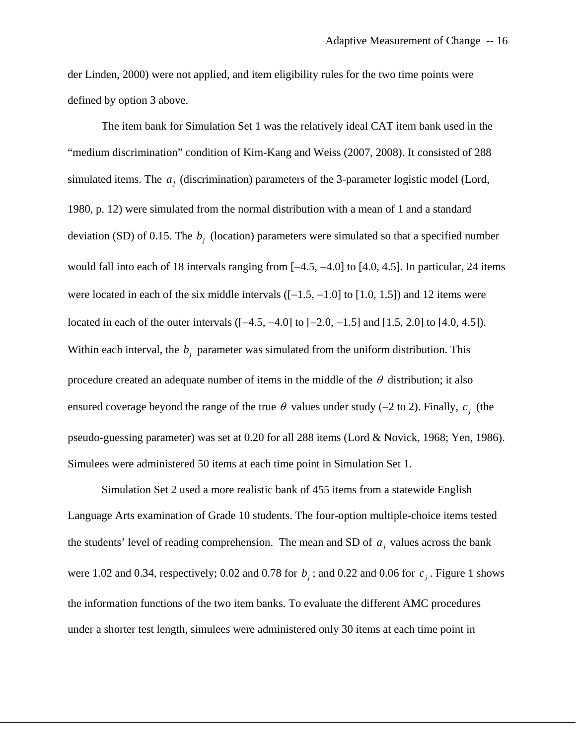der Linden, 2000) were not applied, and item eligibility rules for the two time points were defined by option 3 above.

The item bank for Simulation Set 1 was the relatively ideal CAT item bank used in the "medium discrimination" condition of Kim-Kang and Weiss (2007, 2008). It consisted of 288 simulated items. The $a_j$ (discrimination) parameters of the 3-parameter logistic model (Lord, 1980, p. 12) were simulated from the normal distribution with a mean of 1 and a standard deviation (SD) of 0.15. The $b_j$ (location) parameters were simulated so that a specified number would fall into each of 18 intervals ranging from [–4.5, –4.0] to [4.0, 4.5]. In particular, 24 items were located in each of the six middle intervals ([–1.5, –1.0] to [1.0, 1.5]) and 12 items were located in each of the outer intervals ([–4.5, –4.0] to [–2.0, –1.5] and [1.5, 2.0] to [4.0, 4.5]). Within each interval, the $b_j$ parameter was simulated from the uniform distribution. This procedure created an adequate number of items in the middle of the $\theta$ distribution; it also ensured coverage beyond the range of the true $\theta$ values under study (–2 to 2). Finally, $c_j$ (the pseudo-guessing parameter) was set at 0.20 for all 288 items (Lord & Novick, 1968; Yen, 1986). Simulees were administered 50 items at each time point in Simulation Set 1.

Simulation Set 2 used a more realistic bank of 455 items from a statewide English Language Arts examination of Grade 10 students. The four-option multiple-choice items tested the students' level of reading comprehension. The mean and SD of $a_j$ values across the bank were 1.02 and 0.34, respectively; 0.02 and 0.78 for $b_j$; and 0.22 and 0.06 for $c_j$. Figure 1 shows the information functions of the two item banks. To evaluate the different AMC procedures under a shorter test length, simulees were administered only 30 items at each time point in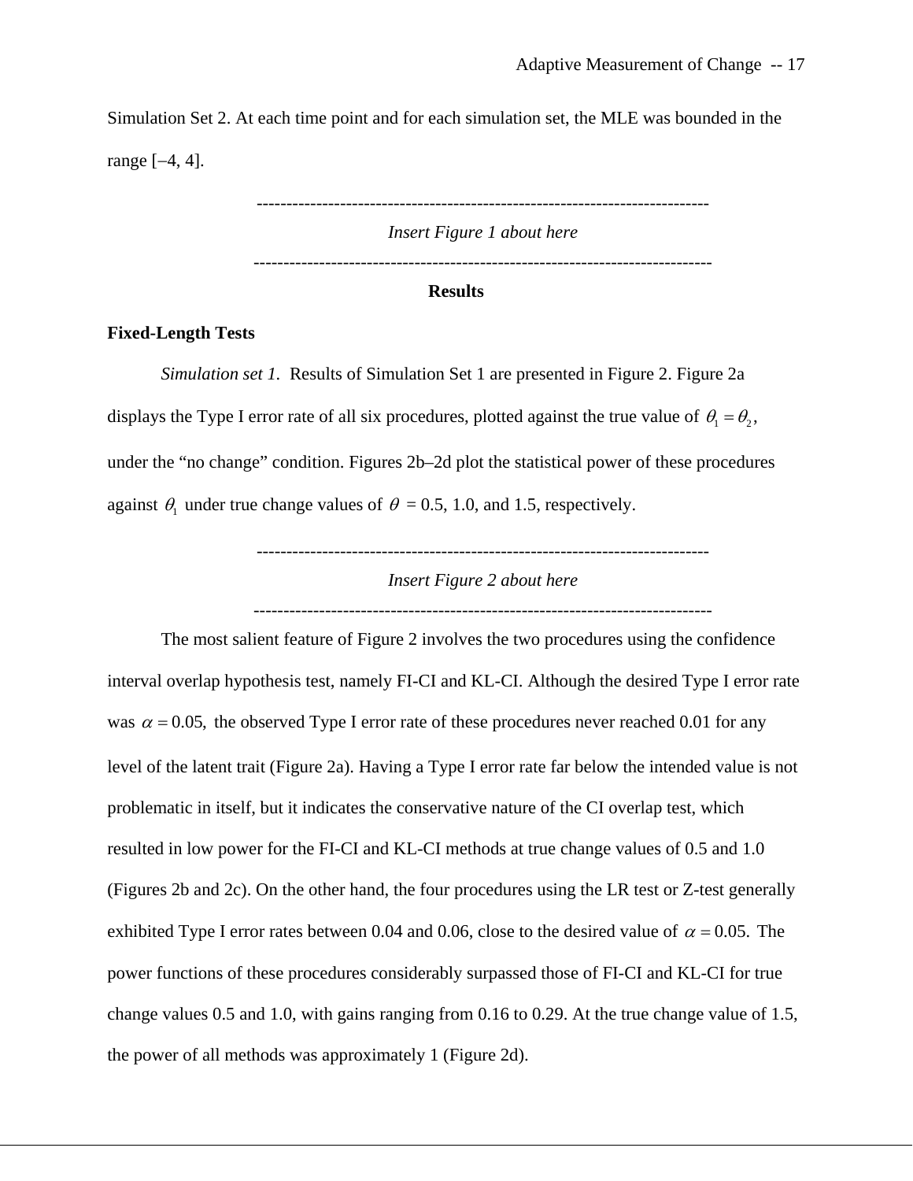Simulation Set 2. At each time point and for each simulation set, the MLE was bounded in the range [–4, 4].

---

*Insert Figure 1 about here*

---

## Results

### Fixed-Length Tests

*Simulation set 1.* Results of Simulation Set 1 are presented in Figure 2. Figure 2a displays the Type I error rate of all six procedures, plotted against the true value of $\theta_1 = \theta_2$, under the "no change" condition. Figures 2b–2d plot the statistical power of these procedures against $\theta_1$ under true change values of $\theta$ = 0.5, 1.0, and 1.5, respectively.

---

*Insert Figure 2 about here*

---

The most salient feature of Figure 2 involves the two procedures using the confidence interval overlap hypothesis test, namely FI-CI and KL-CI. Although the desired Type I error rate was $\alpha = 0.05$, the observed Type I error rate of these procedures never reached 0.01 for any level of the latent trait (Figure 2a). Having a Type I error rate far below the intended value is not problematic in itself, but it indicates the conservative nature of the CI overlap test, which resulted in low power for the FI-CI and KL-CI methods at true change values of 0.5 and 1.0 (Figures 2b and 2c). On the other hand, the four procedures using the LR test or Z-test generally exhibited Type I error rates between 0.04 and 0.06, close to the desired value of $\alpha = 0.05$. The power functions of these procedures considerably surpassed those of FI-CI and KL-CI for true change values 0.5 and 1.0, with gains ranging from 0.16 to 0.29. At the true change value of 1.5, the power of all methods was approximately 1 (Figure 2d).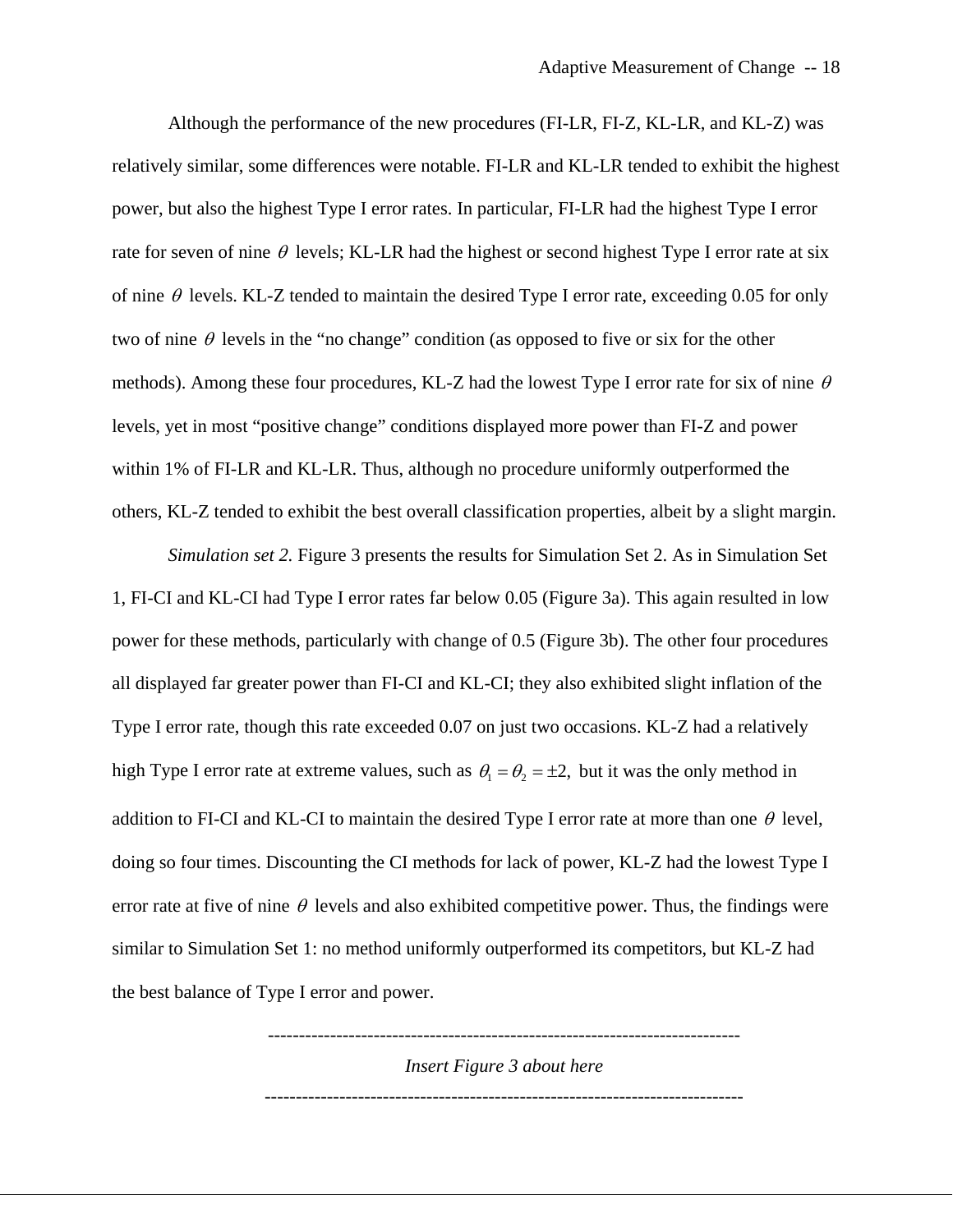Although the performance of the new procedures (FI-LR, FI-Z, KL-LR, and KL-Z) was relatively similar, some differences were notable. FI-LR and KL-LR tended to exhibit the highest power, but also the highest Type I error rates. In particular, FI-LR had the highest Type I error rate for seven of nine $\theta$ levels; KL-LR had the highest or second highest Type I error rate at six of nine $\theta$ levels. KL-Z tended to maintain the desired Type I error rate, exceeding 0.05 for only two of nine $\theta$ levels in the "no change" condition (as opposed to five or six for the other methods). Among these four procedures, KL-Z had the lowest Type I error rate for six of nine $\theta$ levels, yet in most "positive change" conditions displayed more power than FI-Z and power within 1% of FI-LR and KL-LR. Thus, although no procedure uniformly outperformed the others, KL-Z tended to exhibit the best overall classification properties, albeit by a slight margin.

*Simulation set 2.* Figure 3 presents the results for Simulation Set 2. As in Simulation Set 1, FI-CI and KL-CI had Type I error rates far below 0.05 (Figure 3a). This again resulted in low power for these methods, particularly with change of 0.5 (Figure 3b). The other four procedures all displayed far greater power than FI-CI and KL-CI; they also exhibited slight inflation of the Type I error rate, though this rate exceeded 0.07 on just two occasions. KL-Z had a relatively high Type I error rate at extreme values, such as $\theta_1 = \theta_2 = \pm 2,$ but it was the only method in addition to FI-CI and KL-CI to maintain the desired Type I error rate at more than one $\theta$ level, doing so four times. Discounting the CI methods for lack of power, KL-Z had the lowest Type I error rate at five of nine $\theta$ levels and also exhibited competitive power. Thus, the findings were similar to Simulation Set 1: no method uniformly outperformed its competitors, but KL-Z had the best balance of Type I error and power.

---

*Insert Figure 3 about here*

---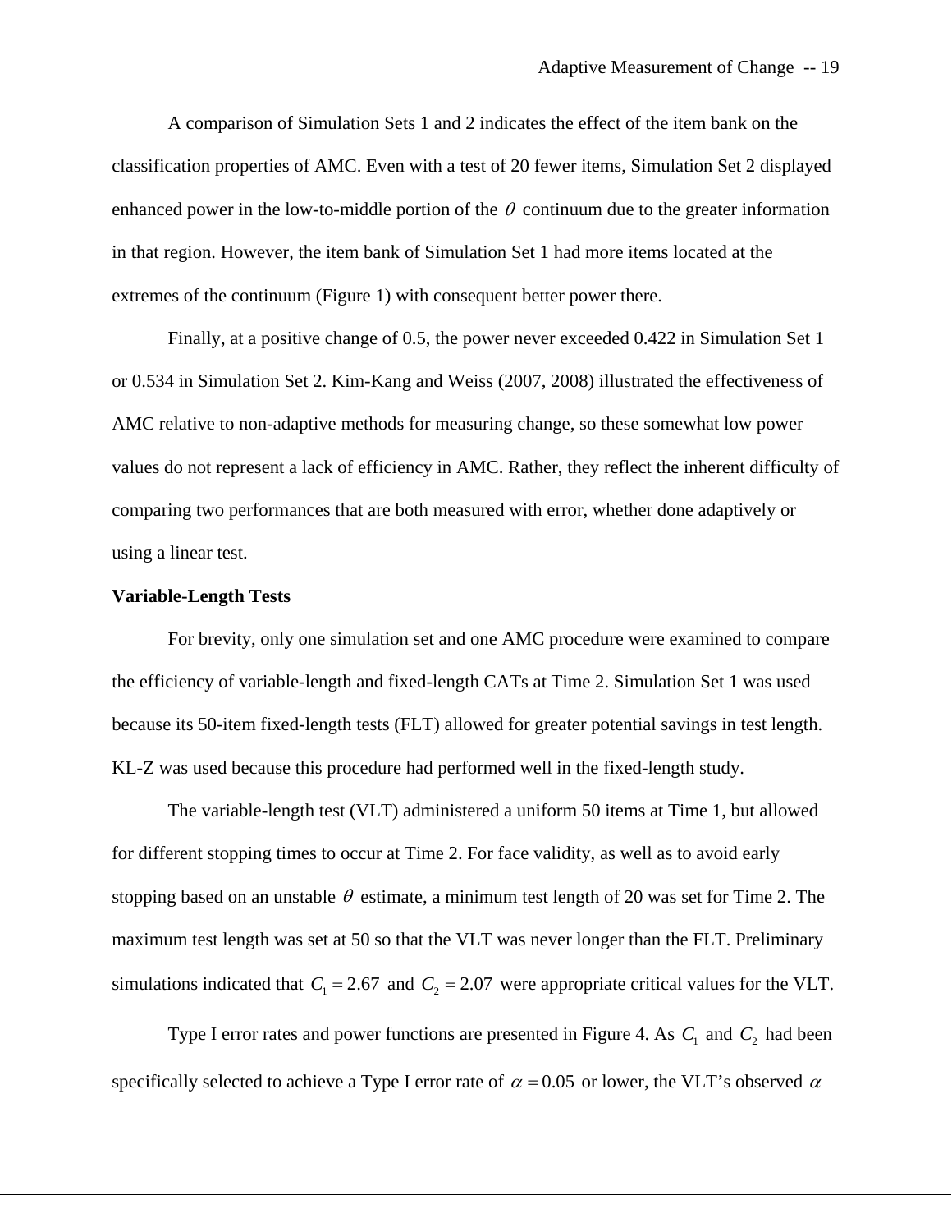A comparison of Simulation Sets 1 and 2 indicates the effect of the item bank on the classification properties of AMC. Even with a test of 20 fewer items, Simulation Set 2 displayed enhanced power in the low-to-middle portion of the $\theta$ continuum due to the greater information in that region. However, the item bank of Simulation Set 1 had more items located at the extremes of the continuum (Figure 1) with consequent better power there.

Finally, at a positive change of 0.5, the power never exceeded 0.422 in Simulation Set 1 or 0.534 in Simulation Set 2. Kim-Kang and Weiss (2007, 2008) illustrated the effectiveness of AMC relative to non-adaptive methods for measuring change, so these somewhat low power values do not represent a lack of efficiency in AMC. Rather, they reflect the inherent difficulty of comparing two performances that are both measured with error, whether done adaptively or using a linear test.

**Variable-Length Tests**

For brevity, only one simulation set and one AMC procedure were examined to compare the efficiency of variable-length and fixed-length CATs at Time 2. Simulation Set 1 was used because its 50-item fixed-length tests (FLT) allowed for greater potential savings in test length. KL-Z was used because this procedure had performed well in the fixed-length study.

The variable-length test (VLT) administered a uniform 50 items at Time 1, but allowed for different stopping times to occur at Time 2. For face validity, as well as to avoid early stopping based on an unstable $\theta$ estimate, a minimum test length of 20 was set for Time 2. The maximum test length was set at 50 so that the VLT was never longer than the FLT. Preliminary simulations indicated that $C_1 = 2.67$ and $C_2 = 2.07$ were appropriate critical values for the VLT.

Type I error rates and power functions are presented in Figure 4. As $C_1$ and $C_2$ had been specifically selected to achieve a Type I error rate of $\alpha = 0.05$ or lower, the VLT's observed $\alpha$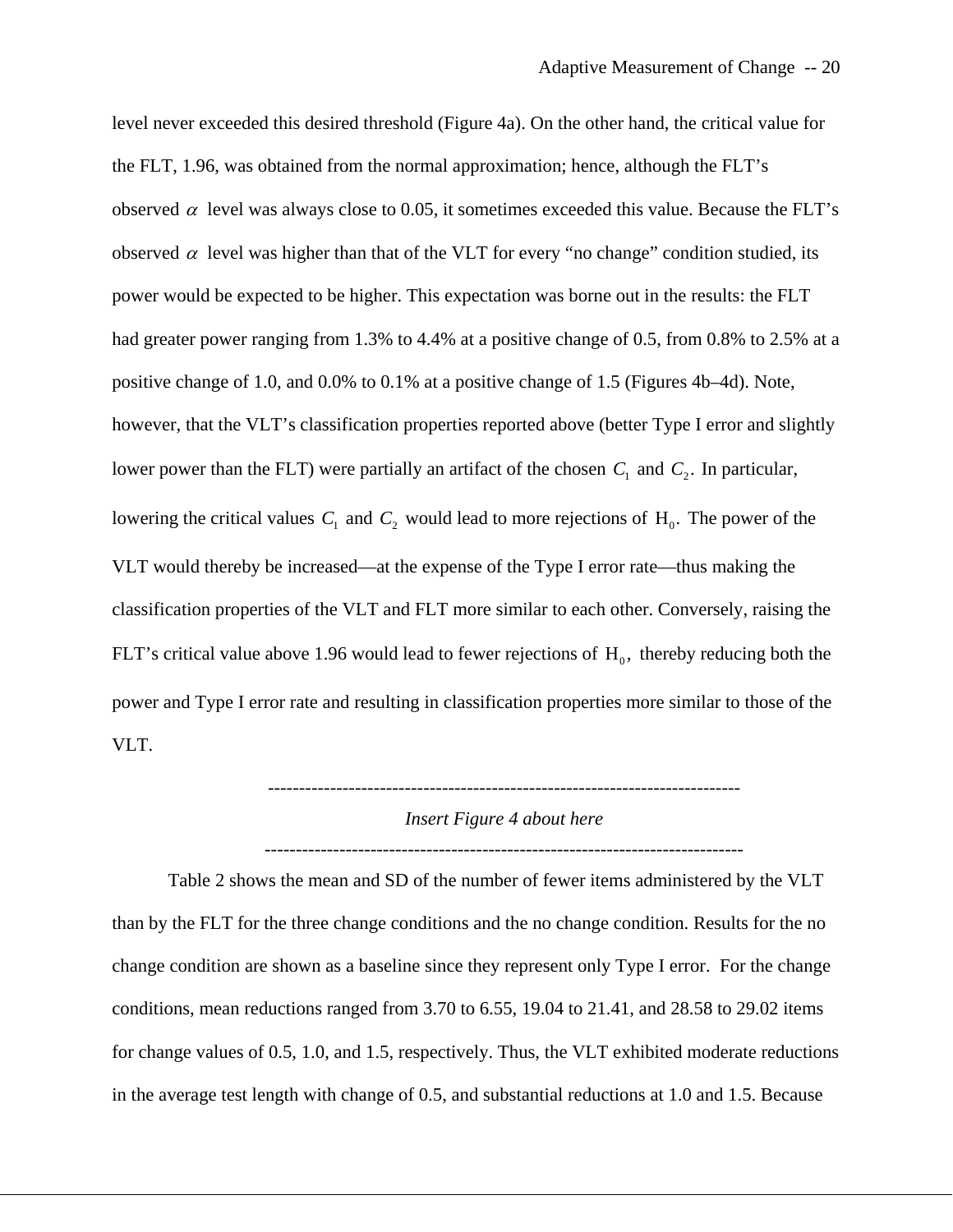level never exceeded this desired threshold (Figure 4a). On the other hand, the critical value for the FLT, 1.96, was obtained from the normal approximation; hence, although the FLT's observed $\alpha$ level was always close to 0.05, it sometimes exceeded this value. Because the FLT's observed $\alpha$ level was higher than that of the VLT for every "no change" condition studied, its power would be expected to be higher. This expectation was borne out in the results: the FLT had greater power ranging from 1.3% to 4.4% at a positive change of 0.5, from 0.8% to 2.5% at a positive change of 1.0, and 0.0% to 0.1% at a positive change of 1.5 (Figures 4b–4d). Note, however, that the VLT's classification properties reported above (better Type I error and slightly lower power than the FLT) were partially an artifact of the chosen $C_1$ and $C_2$. In particular, lowering the critical values $C_1$ and $C_2$ would lead to more rejections of $\mathrm{H}_0$. The power of the VLT would thereby be increased—at the expense of the Type I error rate—thus making the classification properties of the VLT and FLT more similar to each other. Conversely, raising the FLT's critical value above 1.96 would lead to fewer rejections of $\mathrm{H}_0$, thereby reducing both the power and Type I error rate and resulting in classification properties more similar to those of the VLT.

---

*Insert Figure 4 about here*

---

Table 2 shows the mean and SD of the number of fewer items administered by the VLT than by the FLT for the three change conditions and the no change condition. Results for the no change condition are shown as a baseline since they represent only Type I error. For the change conditions, mean reductions ranged from 3.70 to 6.55, 19.04 to 21.41, and 28.58 to 29.02 items for change values of 0.5, 1.0, and 1.5, respectively. Thus, the VLT exhibited moderate reductions in the average test length with change of 0.5, and substantial reductions at 1.0 and 1.5. Because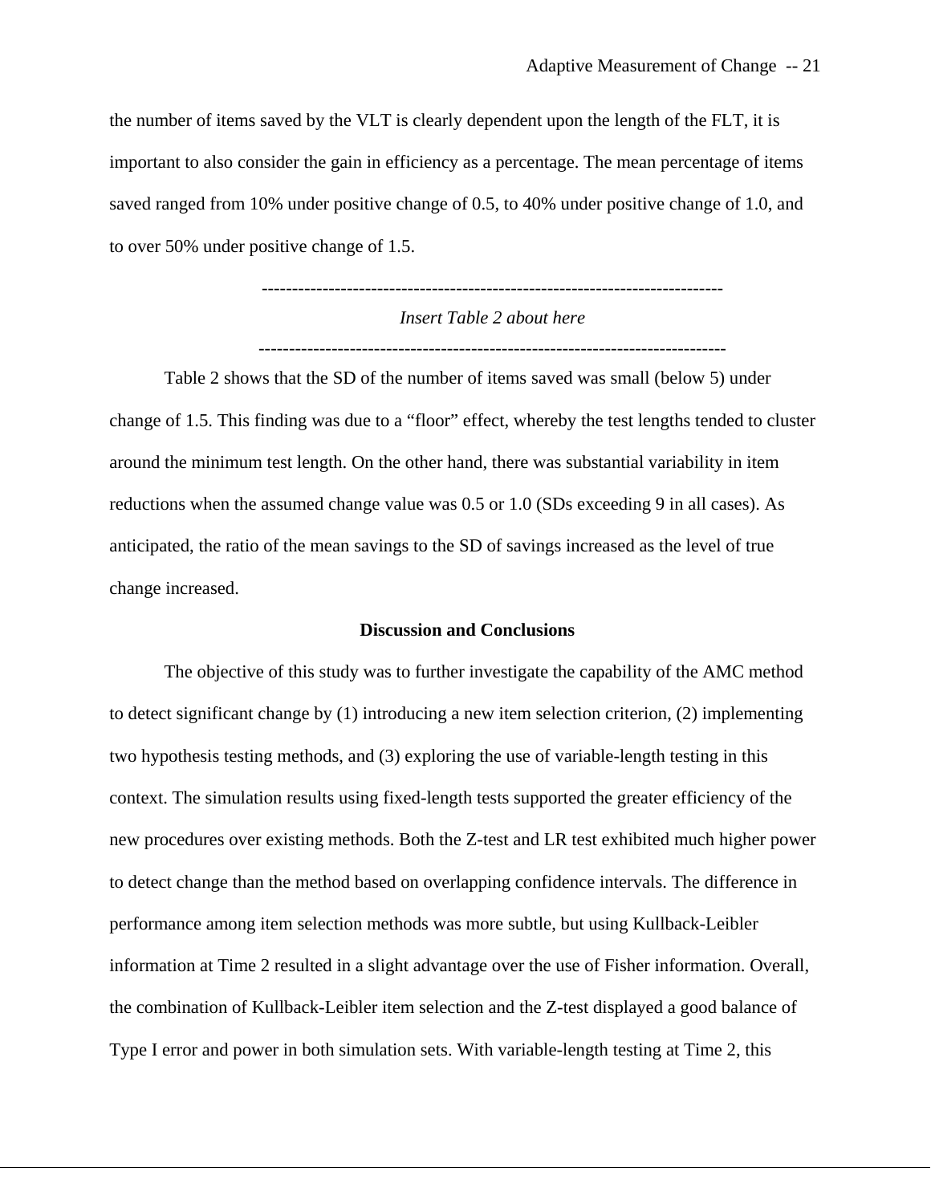the number of items saved by the VLT is clearly dependent upon the length of the FLT, it is important to also consider the gain in efficiency as a percentage. The mean percentage of items saved ranged from 10% under positive change of 0.5, to 40% under positive change of 1.0, and to over 50% under positive change of 1.5.

---

*Insert Table 2 about here*

---

Table 2 shows that the SD of the number of items saved was small (below 5) under change of 1.5. This finding was due to a "floor" effect, whereby the test lengths tended to cluster around the minimum test length. On the other hand, there was substantial variability in item reductions when the assumed change value was 0.5 or 1.0 (SDs exceeding 9 in all cases). As anticipated, the ratio of the mean savings to the SD of savings increased as the level of true change increased.

## Discussion and Conclusions

The objective of this study was to further investigate the capability of the AMC method to detect significant change by (1) introducing a new item selection criterion, (2) implementing two hypothesis testing methods, and (3) exploring the use of variable-length testing in this context. The simulation results using fixed-length tests supported the greater efficiency of the new procedures over existing methods. Both the Z-test and LR test exhibited much higher power to detect change than the method based on overlapping confidence intervals. The difference in performance among item selection methods was more subtle, but using Kullback-Leibler information at Time 2 resulted in a slight advantage over the use of Fisher information. Overall, the combination of Kullback-Leibler item selection and the Z-test displayed a good balance of Type I error and power in both simulation sets. With variable-length testing at Time 2, this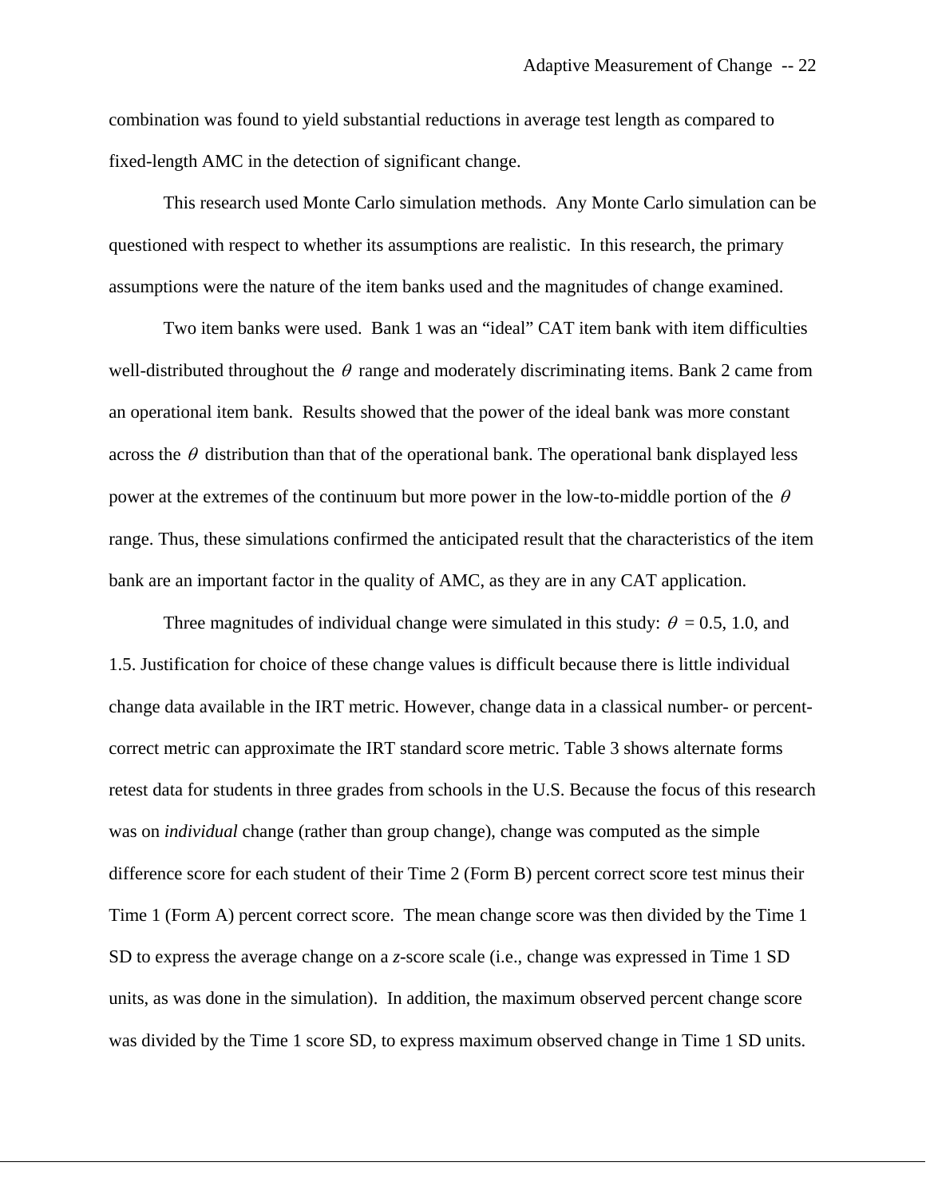combination was found to yield substantial reductions in average test length as compared to fixed-length AMC in the detection of significant change.

This research used Monte Carlo simulation methods. Any Monte Carlo simulation can be questioned with respect to whether its assumptions are realistic. In this research, the primary assumptions were the nature of the item banks used and the magnitudes of change examined.

Two item banks were used. Bank 1 was an "ideal" CAT item bank with item difficulties well-distributed throughout the $\theta$ range and moderately discriminating items. Bank 2 came from an operational item bank. Results showed that the power of the ideal bank was more constant across the $\theta$ distribution than that of the operational bank. The operational bank displayed less power at the extremes of the continuum but more power in the low-to-middle portion of the $\theta$ range. Thus, these simulations confirmed the anticipated result that the characteristics of the item bank are an important factor in the quality of AMC, as they are in any CAT application.

Three magnitudes of individual change were simulated in this study: $\theta$ = 0.5, 1.0, and 1.5. Justification for choice of these change values is difficult because there is little individual change data available in the IRT metric. However, change data in a classical number- or percent-correct metric can approximate the IRT standard score metric. Table 3 shows alternate forms retest data for students in three grades from schools in the U.S. Because the focus of this research was on *individual* change (rather than group change), change was computed as the simple difference score for each student of their Time 2 (Form B) percent correct score test minus their Time 1 (Form A) percent correct score. The mean change score was then divided by the Time 1 SD to express the average change on a *z*-score scale (i.e., change was expressed in Time 1 SD units, as was done in the simulation). In addition, the maximum observed percent change score was divided by the Time 1 score SD, to express maximum observed change in Time 1 SD units.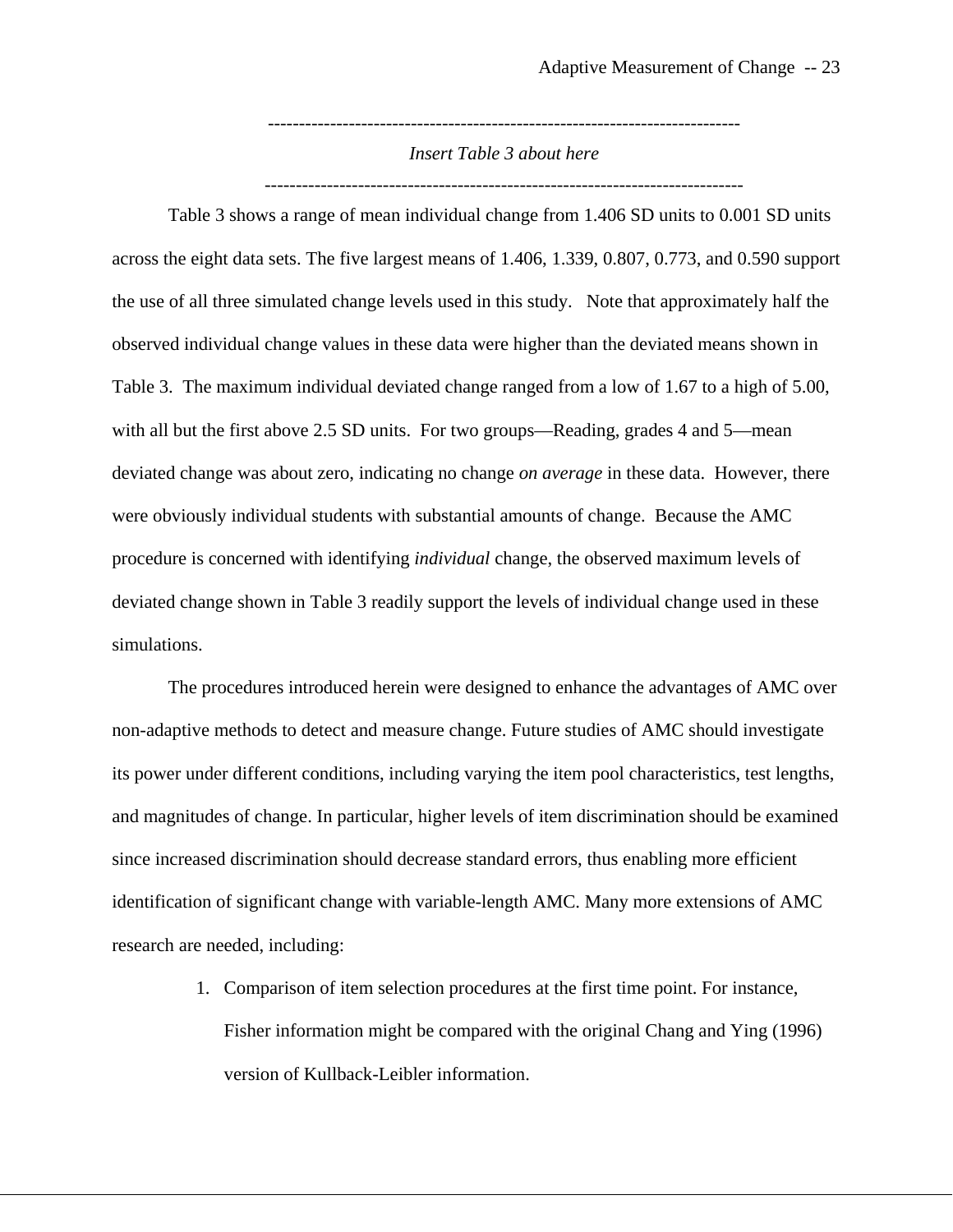---------------------------------------------------------------------------

*Insert Table 3 about here*

---------------------------------------------------------------------------

Table 3 shows a range of mean individual change from 1.406 SD units to 0.001 SD units across the eight data sets. The five largest means of 1.406, 1.339, 0.807, 0.773, and 0.590 support the use of all three simulated change levels used in this study. Note that approximately half the observed individual change values in these data were higher than the deviated means shown in Table 3. The maximum individual deviated change ranged from a low of 1.67 to a high of 5.00, with all but the first above 2.5 SD units. For two groups—Reading, grades 4 and 5—mean deviated change was about zero, indicating no change *on average* in these data. However, there were obviously individual students with substantial amounts of change. Because the AMC procedure is concerned with identifying *individual* change, the observed maximum levels of deviated change shown in Table 3 readily support the levels of individual change used in these simulations.

The procedures introduced herein were designed to enhance the advantages of AMC over non-adaptive methods to detect and measure change. Future studies of AMC should investigate its power under different conditions, including varying the item pool characteristics, test lengths, and magnitudes of change. In particular, higher levels of item discrimination should be examined since increased discrimination should decrease standard errors, thus enabling more efficient identification of significant change with variable-length AMC. Many more extensions of AMC research are needed, including:

1. Comparison of item selection procedures at the first time point. For instance, Fisher information might be compared with the original Chang and Ying (1996) version of Kullback-Leibler information.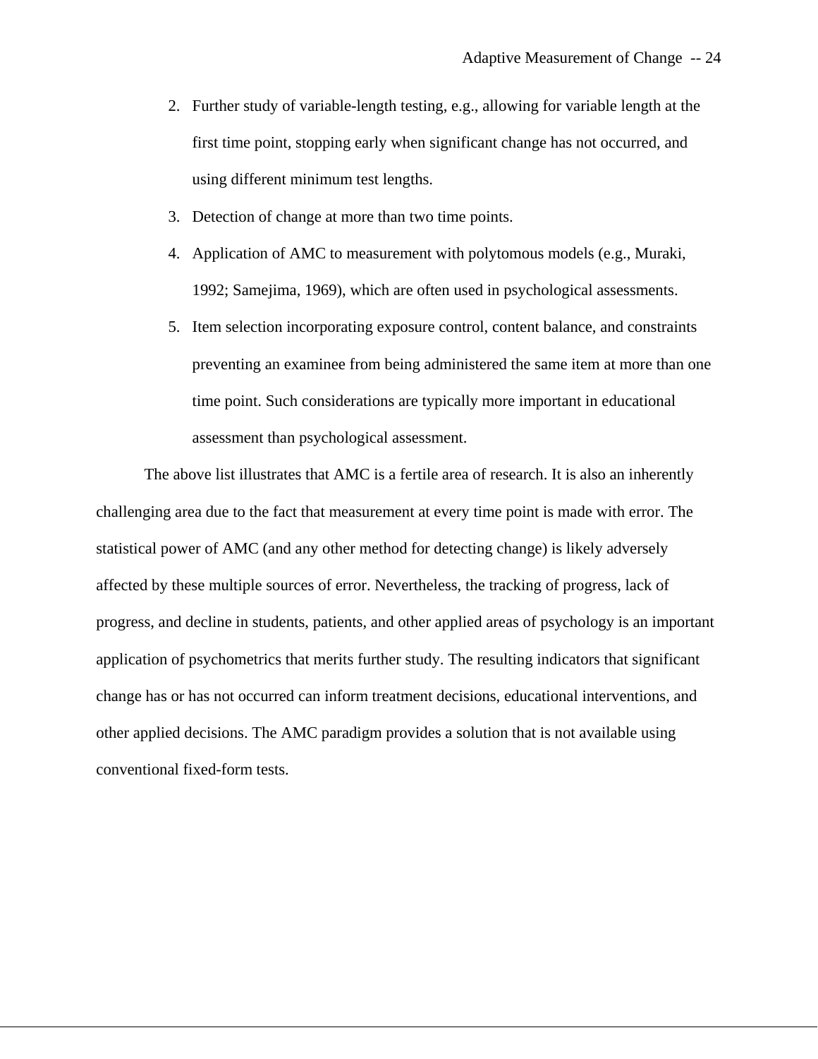2. Further study of variable-length testing, e.g., allowing for variable length at the first time point, stopping early when significant change has not occurred, and using different minimum test lengths.
3. Detection of change at more than two time points.
4. Application of AMC to measurement with polytomous models (e.g., Muraki, 1992; Samejima, 1969), which are often used in psychological assessments.
5. Item selection incorporating exposure control, content balance, and constraints preventing an examinee from being administered the same item at more than one time point. Such considerations are typically more important in educational assessment than psychological assessment.

The above list illustrates that AMC is a fertile area of research. It is also an inherently challenging area due to the fact that measurement at every time point is made with error. The statistical power of AMC (and any other method for detecting change) is likely adversely affected by these multiple sources of error. Nevertheless, the tracking of progress, lack of progress, and decline in students, patients, and other applied areas of psychology is an important application of psychometrics that merits further study. The resulting indicators that significant change has or has not occurred can inform treatment decisions, educational interventions, and other applied decisions. The AMC paradigm provides a solution that is not available using conventional fixed-form tests.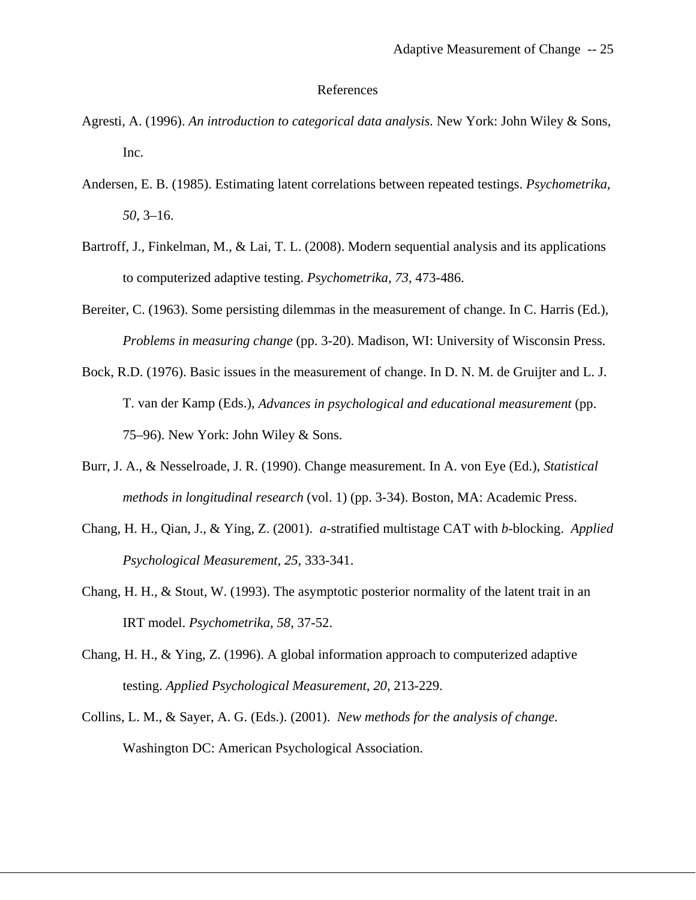# References

Agresti, A. (1996). *An introduction to categorical data analysis.* New York: John Wiley & Sons, Inc.

Andersen, E. B. (1985). Estimating latent correlations between repeated testings. *Psychometrika*, *50*, 3–16.

Bartroff, J., Finkelman, M., & Lai, T. L. (2008). Modern sequential analysis and its applications to computerized adaptive testing. *Psychometrika, 73,* 473-486.

Bereiter, C. (1963). Some persisting dilemmas in the measurement of change. In C. Harris (Ed.), *Problems in measuring change* (pp. 3-20). Madison, WI: University of Wisconsin Press.

Bock, R.D. (1976). Basic issues in the measurement of change. In D. N. M. de Gruijter and L. J. T. van der Kamp (Eds.), *Advances in psychological and educational measurement* (pp. 75–96). New York: John Wiley & Sons.

Burr, J. A., & Nesselroade, J. R. (1990). Change measurement. In A. von Eye (Ed.), *Statistical methods in longitudinal research* (vol. 1) (pp. 3-34). Boston, MA: Academic Press.

Chang, H. H., Qian, J., & Ying, Z. (2001). *a*-stratified multistage CAT with *b*-blocking. *Applied Psychological Measurement, 25*, 333-341.

Chang, H. H., & Stout, W. (1993). The asymptotic posterior normality of the latent trait in an IRT model. *Psychometrika, 58*, 37-52.

Chang, H. H., & Ying, Z. (1996). A global information approach to computerized adaptive testing. *Applied Psychological Measurement, 20,* 213-229.

Collins, L. M., & Sayer, A. G. (Eds.). (2001). *New methods for the analysis of change.* Washington DC: American Psychological Association.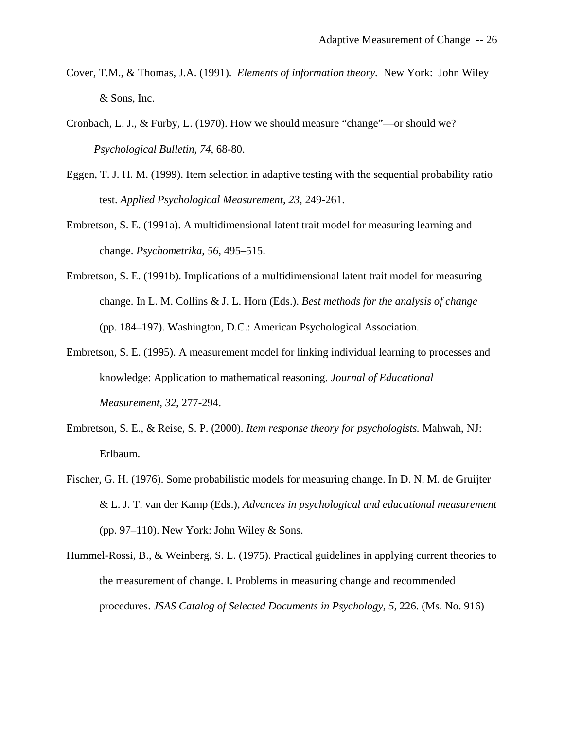Cover, T.M., & Thomas, J.A. (1991). *Elements of information theory*. New York: John Wiley & Sons, Inc.

Cronbach, L. J., & Furby, L. (1970). How we should measure "change"—or should we? *Psychological Bulletin, 74*, 68-80.

Eggen, T. J. H. M. (1999). Item selection in adaptive testing with the sequential probability ratio test. *Applied Psychological Measurement, 23*, 249-261.

Embretson, S. E. (1991a). A multidimensional latent trait model for measuring learning and change. *Psychometrika, 56*, 495–515.

Embretson, S. E. (1991b). Implications of a multidimensional latent trait model for measuring change. In L. M. Collins & J. L. Horn (Eds.). *Best methods for the analysis of change* (pp. 184–197). Washington, D.C.: American Psychological Association.

Embretson, S. E. (1995). A measurement model for linking individual learning to processes and knowledge: Application to mathematical reasoning. *Journal of Educational Measurement, 32*, 277-294.

Embretson, S. E., & Reise, S. P. (2000). *Item response theory for psychologists.* Mahwah, NJ: Erlbaum.

Fischer, G. H. (1976). Some probabilistic models for measuring change. In D. N. M. de Gruijter & L. J. T. van der Kamp (Eds.), *Advances in psychological and educational measurement* (pp. 97–110). New York: John Wiley & Sons.

Hummel-Rossi, B., & Weinberg, S. L. (1975). Practical guidelines in applying current theories to the measurement of change. I. Problems in measuring change and recommended procedures. *JSAS Catalog of Selected Documents in Psychology, 5*, 226. (Ms. No. 916)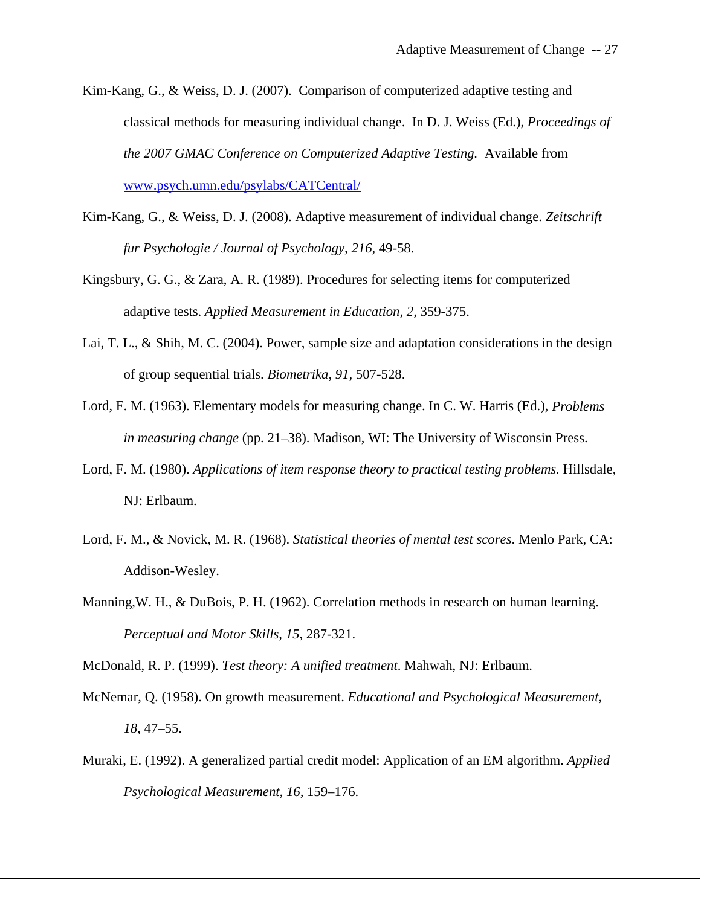Kim-Kang, G., & Weiss, D. J. (2007). Comparison of computerized adaptive testing and classical methods for measuring individual change. In D. J. Weiss (Ed.), *Proceedings of the 2007 GMAC Conference on Computerized Adaptive Testing.* Available from www.psych.umn.edu/psylabs/CATCentral/

Kim-Kang, G., & Weiss, D. J. (2008). Adaptive measurement of individual change. *Zeitschrift fur Psychologie / Journal of Psychology, 216*, 49-58.

Kingsbury, G. G., & Zara, A. R. (1989). Procedures for selecting items for computerized adaptive tests. *Applied Measurement in Education, 2,* 359-375.

Lai, T. L., & Shih, M. C. (2004). Power, sample size and adaptation considerations in the design of group sequential trials. *Biometrika, 91,* 507-528.

Lord, F. M. (1963). Elementary models for measuring change. In C. W. Harris (Ed.), *Problems in measuring change* (pp. 21–38). Madison, WI: The University of Wisconsin Press.

Lord, F. M. (1980). *Applications of item response theory to practical testing problems.* Hillsdale, NJ: Erlbaum.

Lord, F. M., & Novick, M. R. (1968). *Statistical theories of mental test scores*. Menlo Park, CA: Addison-Wesley.

Manning,W. H., & DuBois, P. H. (1962). Correlation methods in research on human learning. *Perceptual and Motor Skills, 15*, 287-321.

McDonald, R. P. (1999). *Test theory: A unified treatment*. Mahwah, NJ: Erlbaum.

McNemar, Q. (1958). On growth measurement. *Educational and Psychological Measurement, 18*, 47–55.

Muraki, E. (1992). A generalized partial credit model: Application of an EM algorithm. *Applied Psychological Measurement, 16,* 159–176.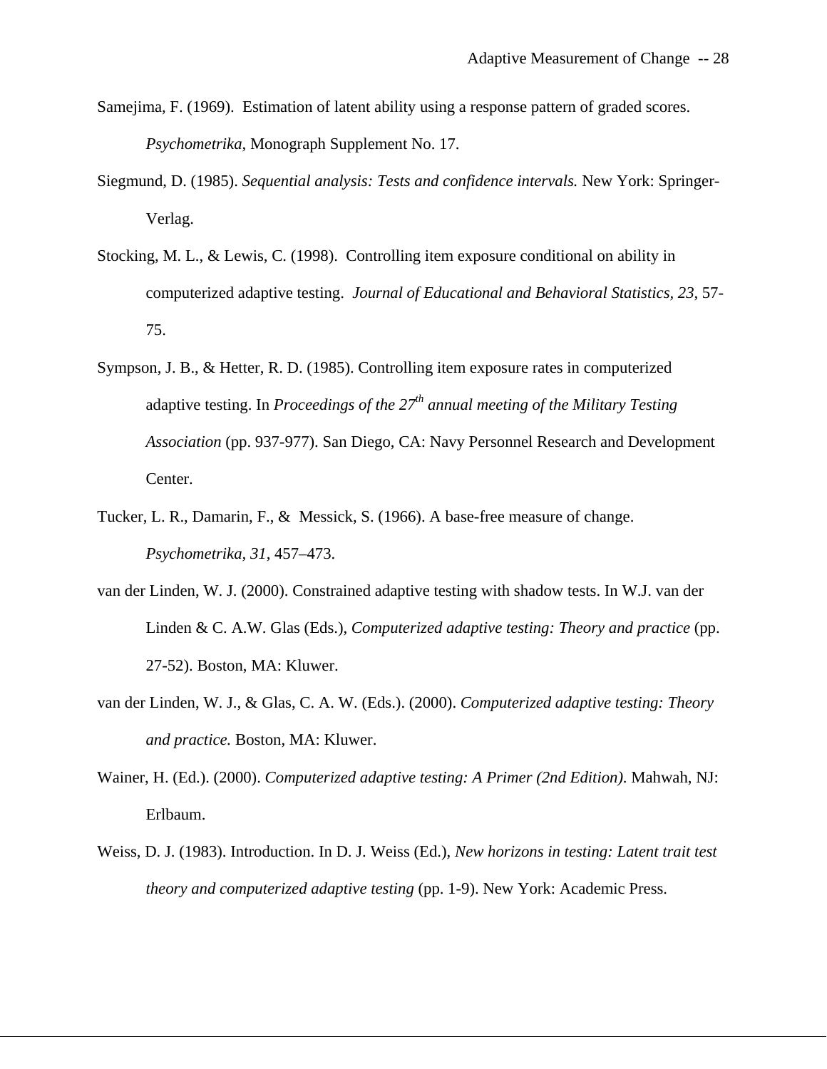Samejima, F. (1969). Estimation of latent ability using a response pattern of graded scores. *Psychometrika*, Monograph Supplement No. 17.

Siegmund, D. (1985). *Sequential analysis: Tests and confidence intervals.* New York: Springer-Verlag.

Stocking, M. L., & Lewis, C. (1998). Controlling item exposure conditional on ability in computerized adaptive testing. *Journal of Educational and Behavioral Statistics, 23*, 57-75.

Sympson, J. B., & Hetter, R. D. (1985). Controlling item exposure rates in computerized adaptive testing. In *Proceedings of the 27th annual meeting of the Military Testing Association* (pp. 937-977). San Diego, CA: Navy Personnel Research and Development Center.

Tucker, L. R., Damarin, F., & Messick, S. (1966). A base-free measure of change. *Psychometrika, 31*, 457–473.

van der Linden, W. J. (2000). Constrained adaptive testing with shadow tests. In W.J. van der Linden & C. A.W. Glas (Eds.), *Computerized adaptive testing: Theory and practice* (pp. 27-52). Boston, MA: Kluwer.

van der Linden, W. J., & Glas, C. A. W. (Eds.). (2000). *Computerized adaptive testing: Theory and practice.* Boston, MA: Kluwer.

Wainer, H. (Ed.). (2000). *Computerized adaptive testing: A Primer (2nd Edition).* Mahwah, NJ: Erlbaum.

Weiss, D. J. (1983). Introduction. In D. J. Weiss (Ed.), *New horizons in testing: Latent trait test theory and computerized adaptive testing* (pp. 1-9). New York: Academic Press.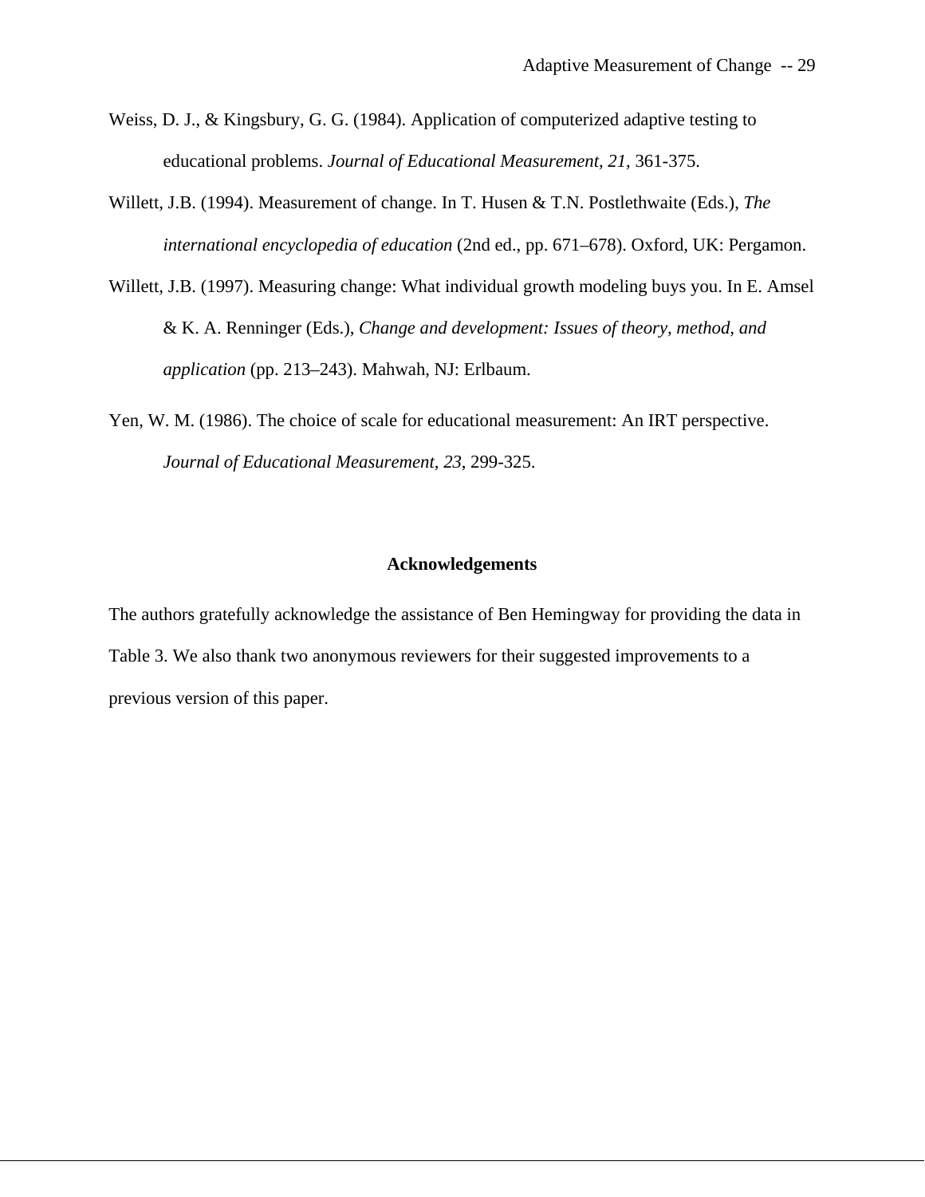Weiss, D. J., & Kingsbury, G. G. (1984). Application of computerized adaptive testing to educational problems. *Journal of Educational Measurement, 21*, 361-375.

Willett, J.B. (1994). Measurement of change. In T. Husen & T.N. Postlethwaite (Eds.), *The international encyclopedia of education* (2nd ed., pp. 671–678). Oxford, UK: Pergamon.

Willett, J.B. (1997). Measuring change: What individual growth modeling buys you. In E. Amsel & K. A. Renninger (Eds.), *Change and development: Issues of theory, method, and application* (pp. 213–243). Mahwah, NJ: Erlbaum.

Yen, W. M. (1986). The choice of scale for educational measurement: An IRT perspective. *Journal of Educational Measurement, 23*, 299-325.

## Acknowledgements

The authors gratefully acknowledge the assistance of Ben Hemingway for providing the data in Table 3. We also thank two anonymous reviewers for their suggested improvements to a previous version of this paper.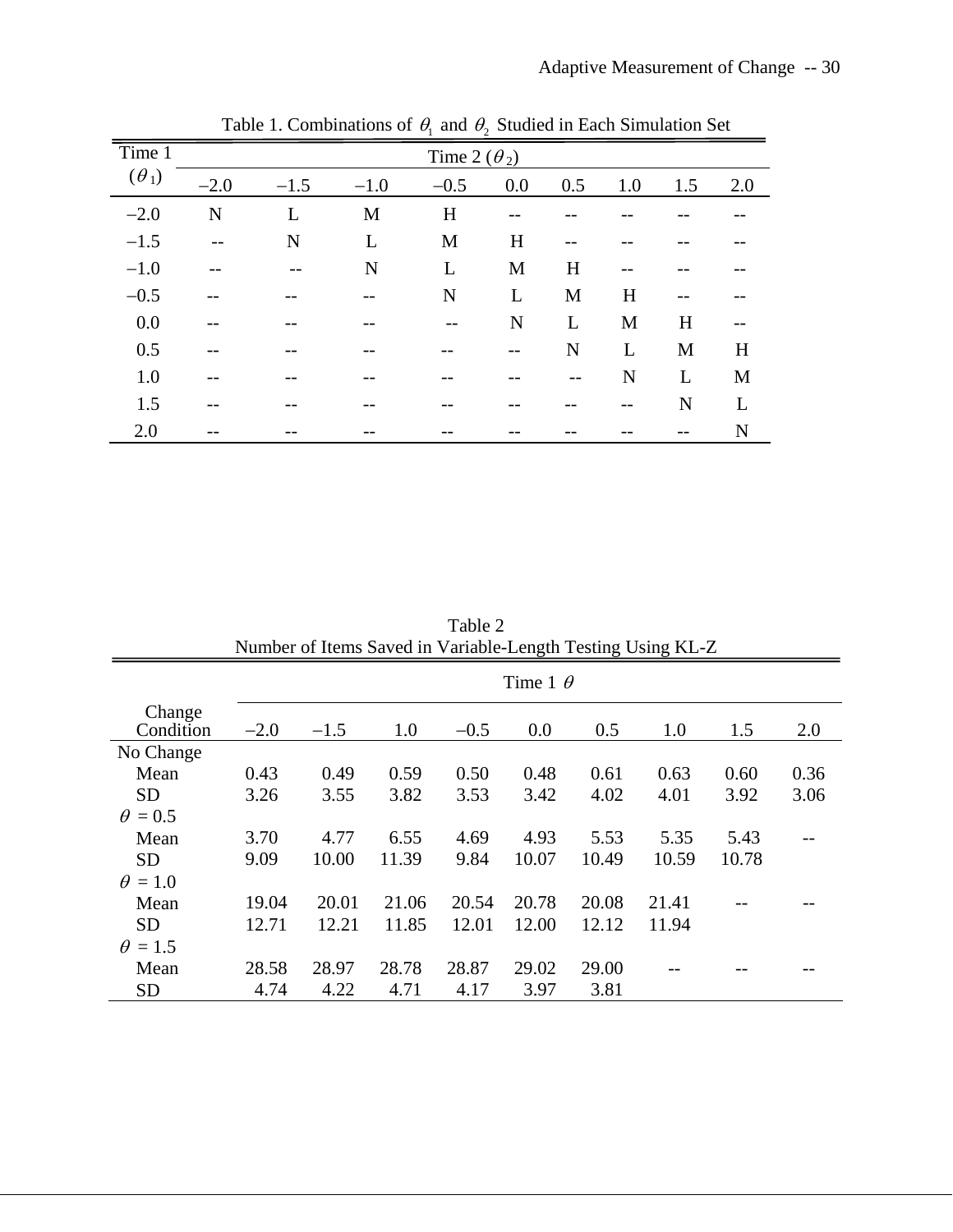Table 1. Combinations of $\theta_1$ and $\theta_2$ Studied in Each Simulation Set

| Time 1 ($\theta_1$) | Time 2 ($\theta_2$) | | | | | | | | |
|---|---|---|---|---|---|---|---|---|---|
| | –2.0 | –1.5 | –1.0 | –0.5 | 0.0 | 0.5 | 1.0 | 1.5 | 2.0 |
| –2.0 | N | L | M | H | -- | -- | -- | -- | -- |
| –1.5 | -- | N | L | M | H | -- | -- | -- | -- |
| –1.0 | -- | -- | N | L | M | H | -- | -- | -- |
| –0.5 | -- | -- | -- | N | L | M | H | -- | -- |
| 0.0 | -- | -- | -- | -- | N | L | M | H | -- |
| 0.5 | -- | -- | -- | -- | -- | N | L | M | H |
| 1.0 | -- | -- | -- | -- | -- | -- | N | L | M |
| 1.5 | -- | -- | -- | -- | -- | -- | -- | N | L |
| 2.0 | -- | -- | -- | -- | -- | -- | -- | -- | N |

Table 2
Number of Items Saved in Variable-Length Testing Using KL-Z

| Change Condition | Time 1 $\theta$ | | | | | | | | |
|---|---|---|---|---|---|---|---|---|---|
| | –2.0 | –1.5 | 1.0 | –0.5 | 0.0 | 0.5 | 1.0 | 1.5 | 2.0 |
| No Change | | | | | | | | | |
| Mean | 0.43 | 0.49 | 0.59 | 0.50 | 0.48 | 0.61 | 0.63 | 0.60 | 0.36 |
| SD | 3.26 | 3.55 | 3.82 | 3.53 | 3.42 | 4.02 | 4.01 | 3.92 | 3.06 |
| $\theta$ = 0.5 | | | | | | | | | |
| Mean | 3.70 | 4.77 | 6.55 | 4.69 | 4.93 | 5.53 | 5.35 | 5.43 | -- |
| SD | 9.09 | 10.00 | 11.39 | 9.84 | 10.07 | 10.49 | 10.59 | 10.78 | |
| $\theta$ = 1.0 | | | | | | | | | |
| Mean | 19.04 | 20.01 | 21.06 | 20.54 | 20.78 | 20.08 | 21.41 | -- | -- |
| SD | 12.71 | 12.21 | 11.85 | 12.01 | 12.00 | 12.12 | 11.94 | | |
| $\theta$ = 1.5 | | | | | | | | | |
| Mean | 28.58 | 28.97 | 28.78 | 28.87 | 29.02 | 29.00 | -- | -- | -- |
| SD | 4.74 | 4.22 | 4.71 | 4.17 | 3.97 | 3.81 | | | |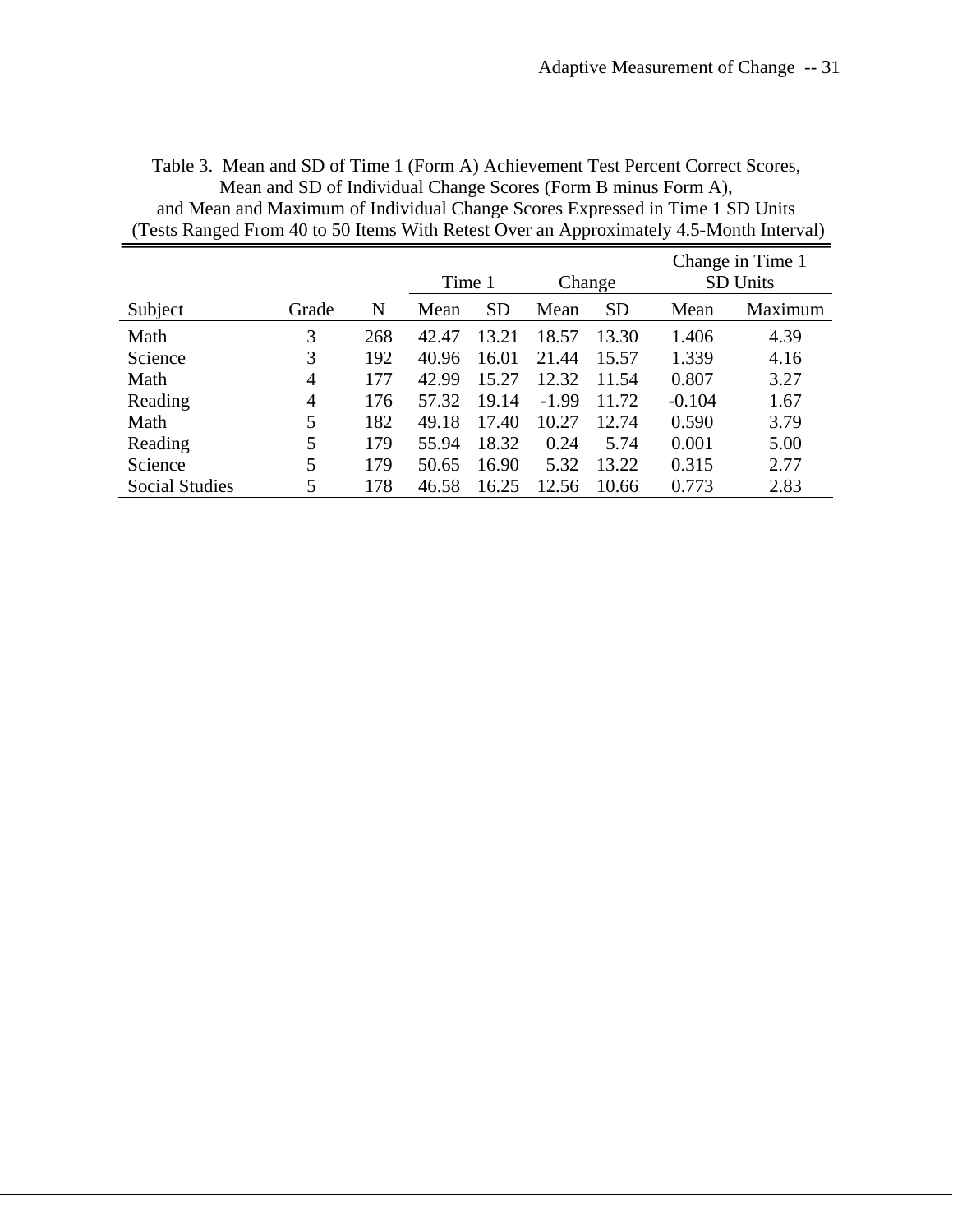Table 3. Mean and SD of Time 1 (Form A) Achievement Test Percent Correct Scores, Mean and SD of Individual Change Scores (Form B minus Form A), and Mean and Maximum of Individual Change Scores Expressed in Time 1 SD Units (Tests Ranged From 40 to 50 Items With Retest Over an Approximately 4.5-Month Interval)

| | | | Time 1 | | Change | | Change in Time 1 SD Units | |
|---|---|---|---|---|---|---|---|---|
| Subject | Grade | N | Mean | SD | Mean | SD | Mean | Maximum |
| Math | 3 | 268 | 42.47 | 13.21 | 18.57 | 13.30 | 1.406 | 4.39 |
| Science | 3 | 192 | 40.96 | 16.01 | 21.44 | 15.57 | 1.339 | 4.16 |
| Math | 4 | 177 | 42.99 | 15.27 | 12.32 | 11.54 | 0.807 | 3.27 |
| Reading | 4 | 176 | 57.32 | 19.14 | -1.99 | 11.72 | -0.104 | 1.67 |
| Math | 5 | 182 | 49.18 | 17.40 | 10.27 | 12.74 | 0.590 | 3.79 |
| Reading | 5 | 179 | 55.94 | 18.32 | 0.24 | 5.74 | 0.001 | 5.00 |
| Science | 5 | 179 | 50.65 | 16.90 | 5.32 | 13.22 | 0.315 | 2.77 |
| Social Studies | 5 | 178 | 46.58 | 16.25 | 12.56 | 10.66 | 0.773 | 2.83 |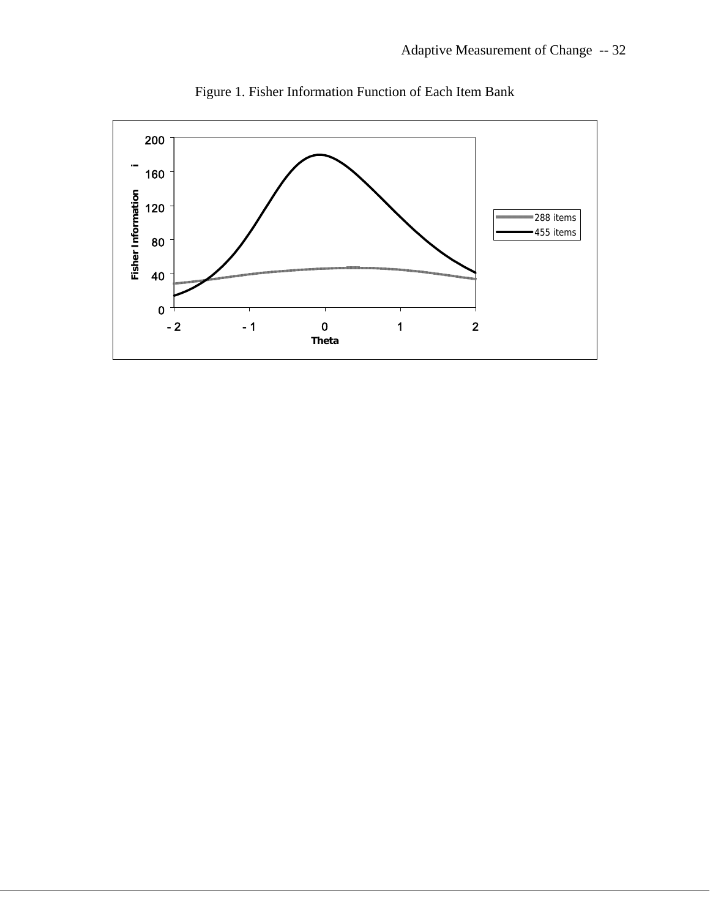Figure 1. Fisher Information Function of Each Item Bank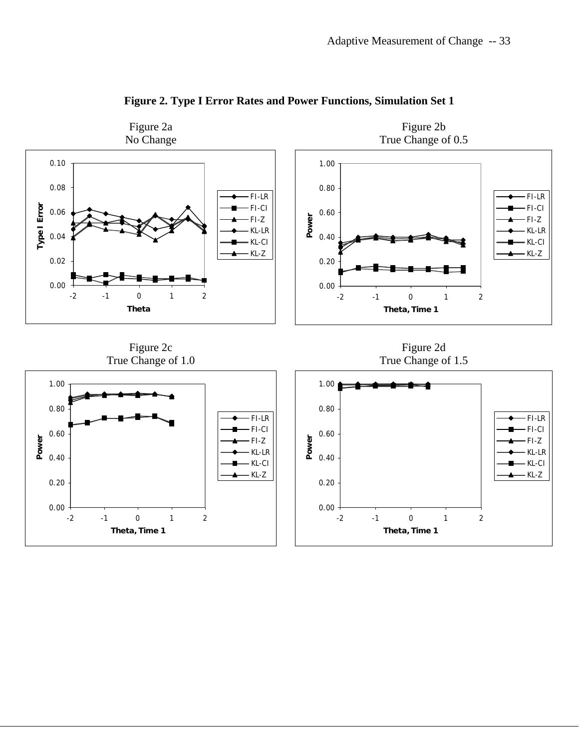**Figure 2. Type I Error Rates and Power Functions, Simulation Set 1**

Figure 2a
No Change

Figure 2b
True Change of 0.5

Figure 2c
True Change of 1.0

Figure 2d
True Change of 1.5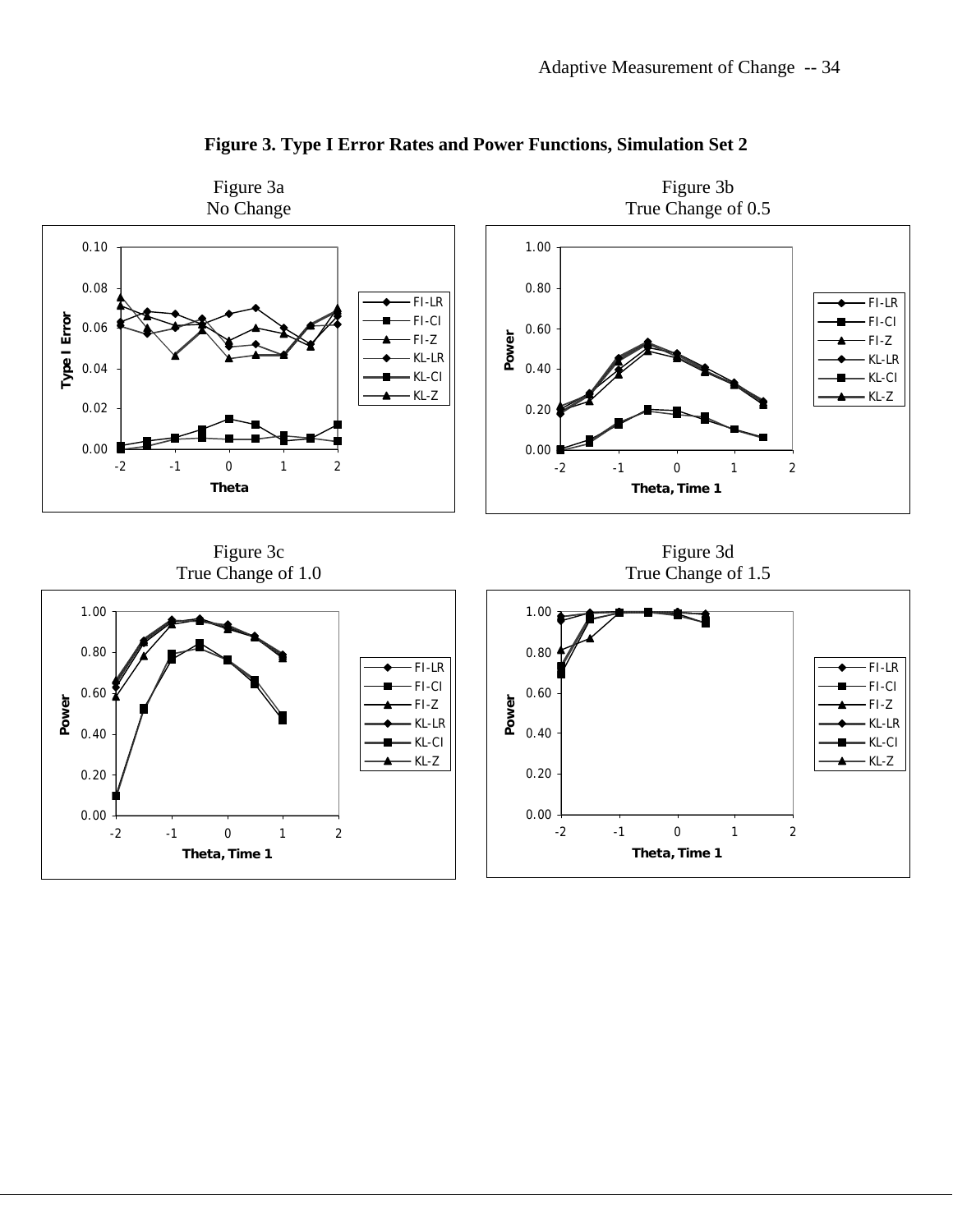**Figure 3. Type I Error Rates and Power Functions, Simulation Set 2**

Figure 3a
No Change

Figure 3b
True Change of 0.5

Figure 3c
True Change of 1.0

Figure 3d
True Change of 1.5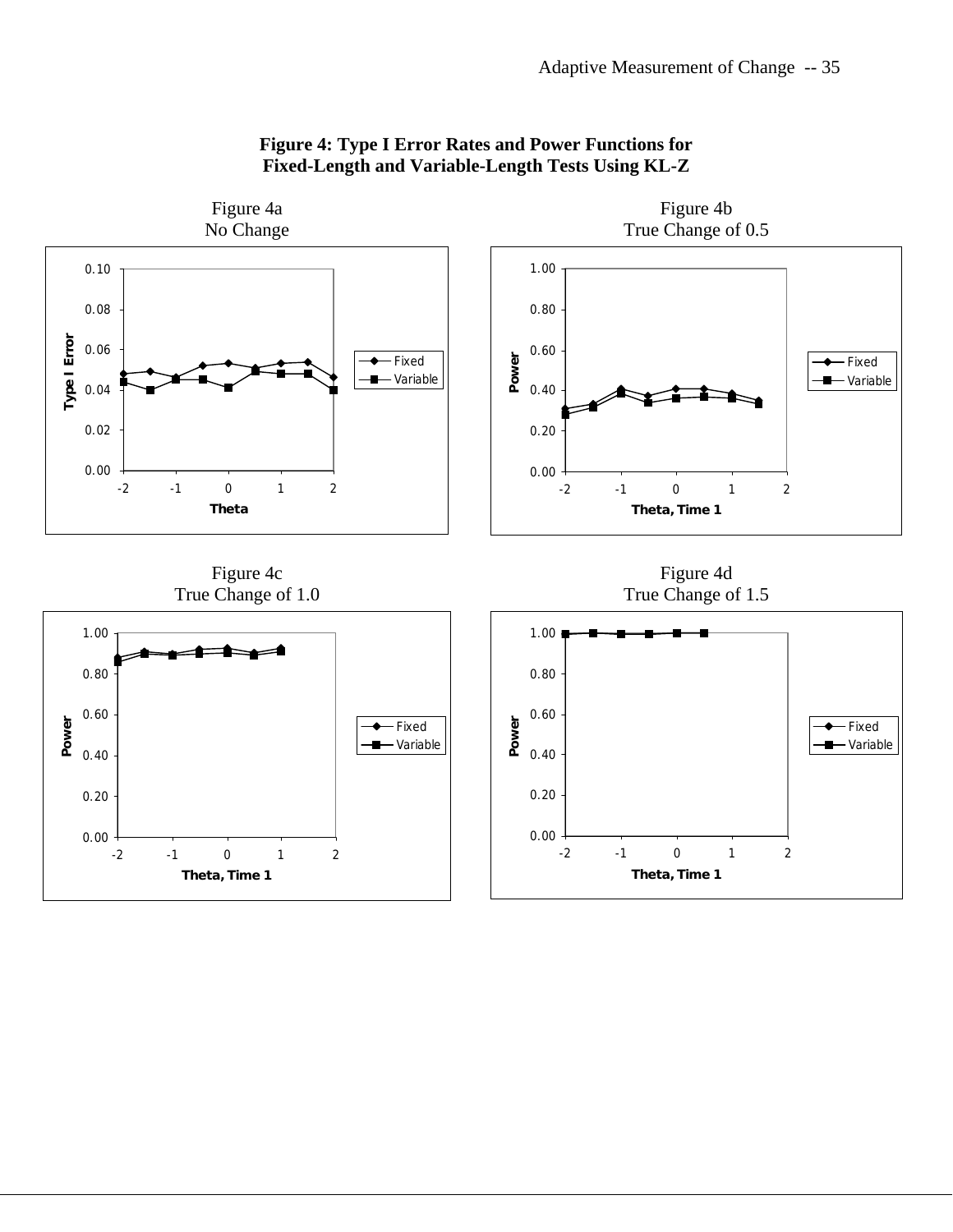**Figure 4: Type I Error Rates and Power Functions for Fixed-Length and Variable-Length Tests Using KL-Z**

Figure 4a
No Change

Type I Error
0.10
0.08
0.06
0.04
0.02
0.00
-2 -1 0 1 2
Theta
Fixed
Variable

Figure 4b
True Change of 0.5

Power
1.00
0.80
0.60
0.40
0.20
0.00
-2 -1 0 1 2
Theta, Time 1
Fixed
Variable

Figure 4c
True Change of 1.0

Power
1.00
0.80
0.60
0.40
0.20
0.00
-2 -1 0 1 2
Theta, Time 1
Fixed
Variable

Figure 4d
True Change of 1.5

Power
1.00
0.80
0.60
0.40
0.20
0.00
-2 -1 0 1 2
Theta, Time 1
Fixed
Variable